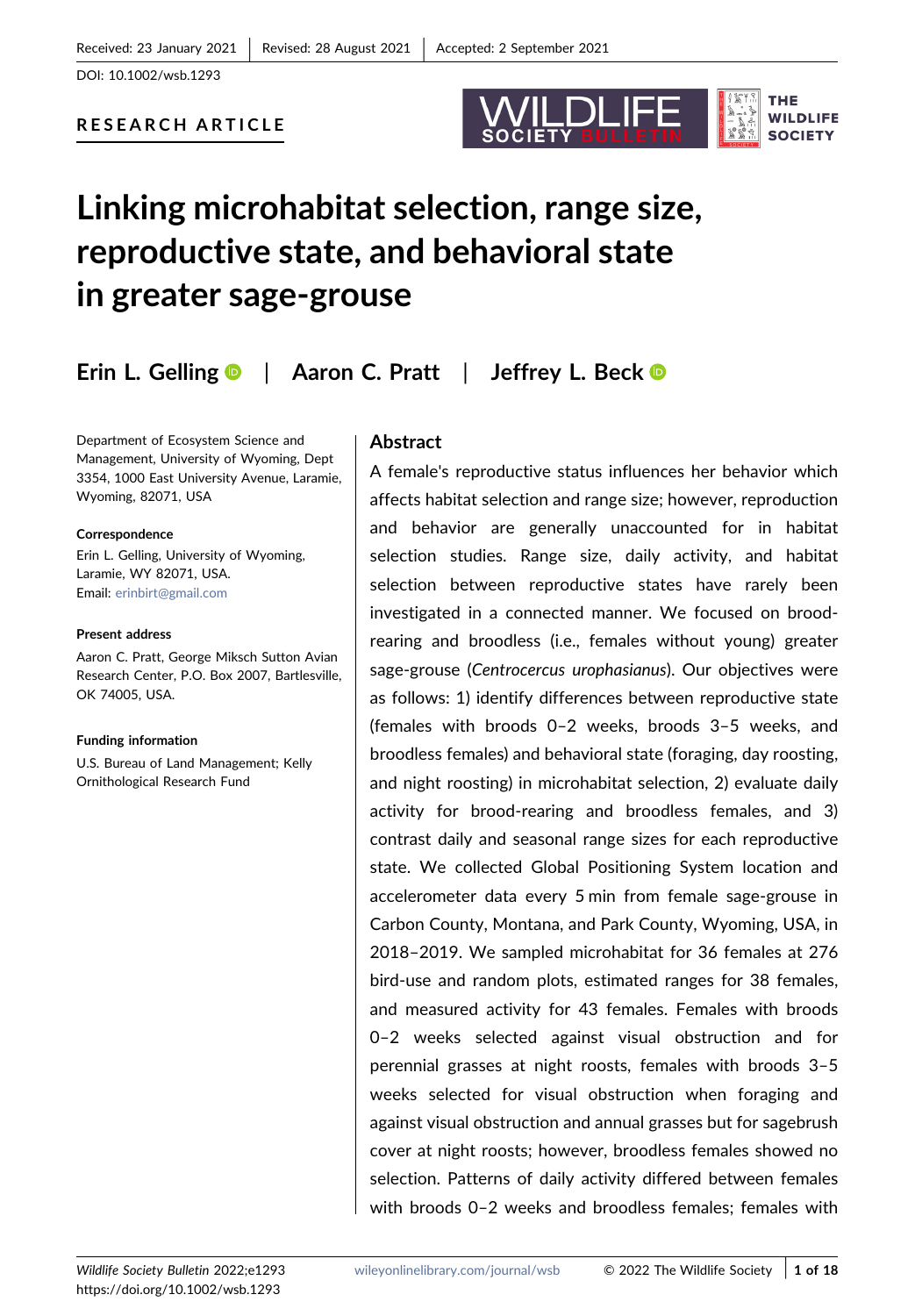Received: 23 January 2021 | Revised: 28 August 2021 | Accepted: 2 September 2021

DOI: 10.1002/wsb.1293

RESEARCH ARTICLE

# Linking microhabitat selection, range size, reproductive state, and behavioral state in greater sage-grouse

**Erin L. Gelling** | **Aaron C. Pratt** | **Jeffrey L. Beck**

Department of Ecosystem Science and Management, University of Wyoming, Dept 3354, 1000 East University Avenue, Laramie, Wyoming, 82071, USA

**Correspondence**
Erin L. Gelling, University of Wyoming, Laramie, WY 82071, USA.
Email: erinbirt@gmail.com

**Present address**
Aaron C. Pratt, George Miksch Sutton Avian Research Center, P.O. Box 2007, Bartlesville, OK 74005, USA.

**Funding information**
U.S. Bureau of Land Management; Kelly Ornithological Research Fund

## Abstract

A female's reproductive status influences her behavior which affects habitat selection and range size; however, reproduction and behavior are generally unaccounted for in habitat selection studies. Range size, daily activity, and habitat selection between reproductive states have rarely been investigated in a connected manner. We focused on brood-rearing and broodless (i.e., females without young) greater sage-grouse (*Centrocercus urophasianus*). Our objectives were as follows: 1) identify differences between reproductive state (females with broods 0–2 weeks, broods 3–5 weeks, and broodless females) and behavioral state (foraging, day roosting, and night roosting) in microhabitat selection, 2) evaluate daily activity for brood-rearing and broodless females, and 3) contrast daily and seasonal range sizes for each reproductive state. We collected Global Positioning System location and accelerometer data every 5 min from female sage-grouse in Carbon County, Montana, and Park County, Wyoming, USA, in 2018–2019. We sampled microhabitat for 36 females at 276 bird-use and random plots, estimated ranges for 38 females, and measured activity for 43 females. Females with broods 0–2 weeks selected against visual obstruction and for perennial grasses at night roosts, females with broods 3–5 weeks selected for visual obstruction when foraging and against visual obstruction and annual grasses but for sagebrush cover at night roosts; however, broodless females showed no selection. Patterns of daily activity differed between females with broods 0–2 weeks and broodless females; females with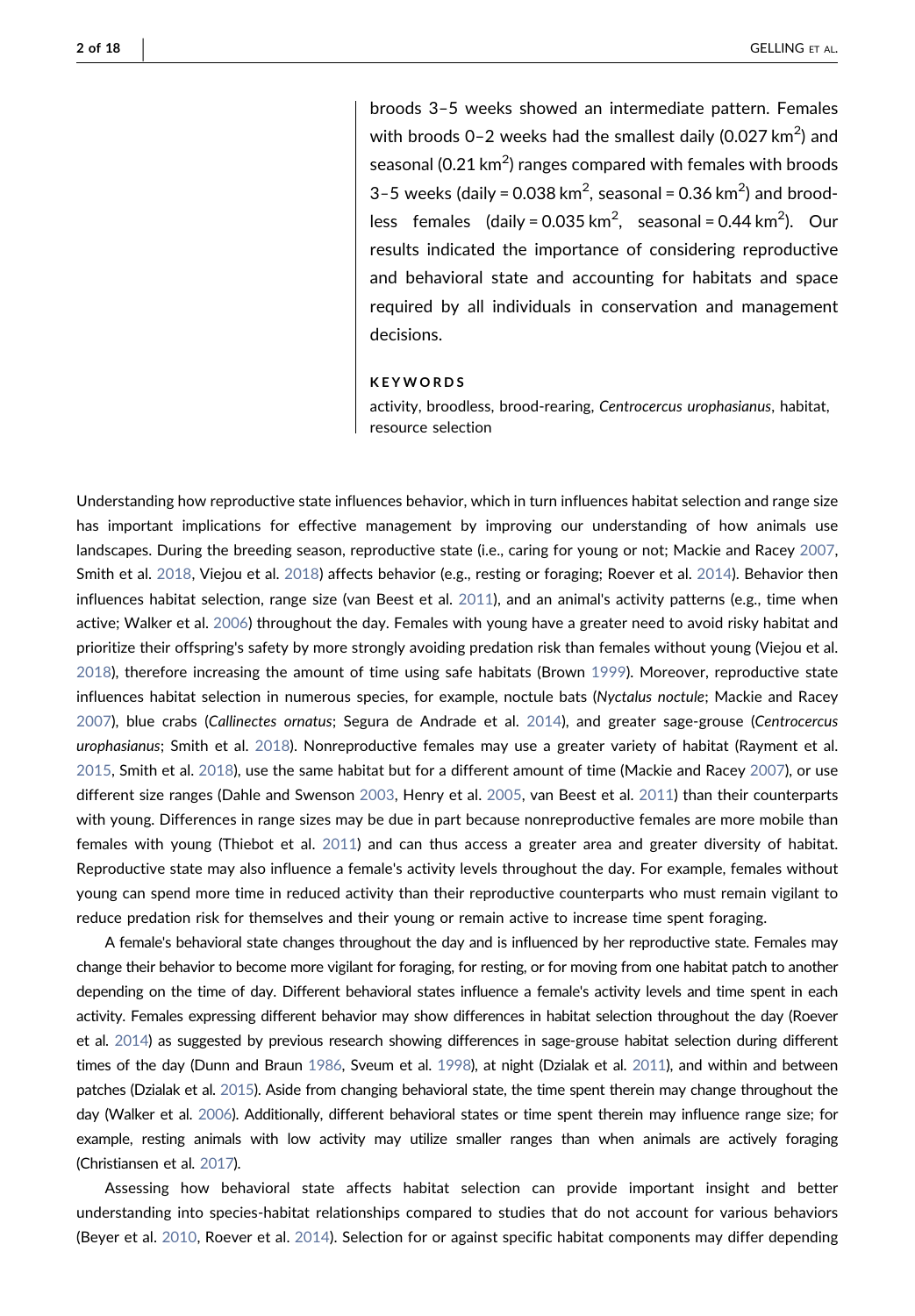broods 3–5 weeks showed an intermediate pattern. Females with broods 0–2 weeks had the smallest daily (0.027 $km^2$) and seasonal (0.21 $km^2$) ranges compared with females with broods 3–5 weeks (daily = 0.038 $km^2$, seasonal = 0.36 $km^2$) and broodless females (daily = 0.035 $km^2$, seasonal = 0.44 $km^2$). Our results indicated the importance of considering reproductive and behavioral state and accounting for habitats and space required by all individuals in conservation and management decisions.

**KEYWORDS**

activity, broodless, brood-rearing, *Centrocercus urophasianus*, habitat, resource selection

Understanding how reproductive state influences behavior, which in turn influences habitat selection and range size has important implications for effective management by improving our understanding of how animals use landscapes. During the breeding season, reproductive state (i.e., caring for young or not; Mackie and Racey 2007, Smith et al. 2018, Viejou et al. 2018) affects behavior (e.g., resting or foraging; Roever et al. 2014). Behavior then influences habitat selection, range size (van Beest et al. 2011), and an animal's activity patterns (e.g., time when active; Walker et al. 2006) throughout the day. Females with young have a greater need to avoid risky habitat and prioritize their offspring's safety by more strongly avoiding predation risk than females without young (Viejou et al. 2018), therefore increasing the amount of time using safe habitats (Brown 1999). Moreover, reproductive state influences habitat selection in numerous species, for example, noctule bats (*Nyctalus noctule*; Mackie and Racey 2007), blue crabs (*Callinectes ornatus*; Segura de Andrade et al. 2014), and greater sage-grouse (*Centrocercus urophasianus*; Smith et al. 2018). Nonreproductive females may use a greater variety of habitat (Rayment et al. 2015, Smith et al. 2018), use the same habitat but for a different amount of time (Mackie and Racey 2007), or use different size ranges (Dahle and Swenson 2003, Henry et al. 2005, van Beest et al. 2011) than their counterparts with young. Differences in range sizes may be due in part because nonreproductive females are more mobile than females with young (Thiebot et al. 2011) and can thus access a greater area and greater diversity of habitat. Reproductive state may also influence a female's activity levels throughout the day. For example, females without young can spend more time in reduced activity than their reproductive counterparts who must remain vigilant to reduce predation risk for themselves and their young or remain active to increase time spent foraging.

A female's behavioral state changes throughout the day and is influenced by her reproductive state. Females may change their behavior to become more vigilant for foraging, for resting, or for moving from one habitat patch to another depending on the time of day. Different behavioral states influence a female's activity levels and time spent in each activity. Females expressing different behavior may show differences in habitat selection throughout the day (Roever et al. 2014) as suggested by previous research showing differences in sage-grouse habitat selection during different times of the day (Dunn and Braun 1986, Sveum et al. 1998), at night (Dzialak et al. 2011), and within and between patches (Dzialak et al. 2015). Aside from changing behavioral state, the time spent therein may change throughout the day (Walker et al. 2006). Additionally, different behavioral states or time spent therein may influence range size; for example, resting animals with low activity may utilize smaller ranges than when animals are actively foraging (Christiansen et al. 2017).

Assessing how behavioral state affects habitat selection can provide important insight and better understanding into species-habitat relationships compared to studies that do not account for various behaviors (Beyer et al. 2010, Roever et al. 2014). Selection for or against specific habitat components may differ depending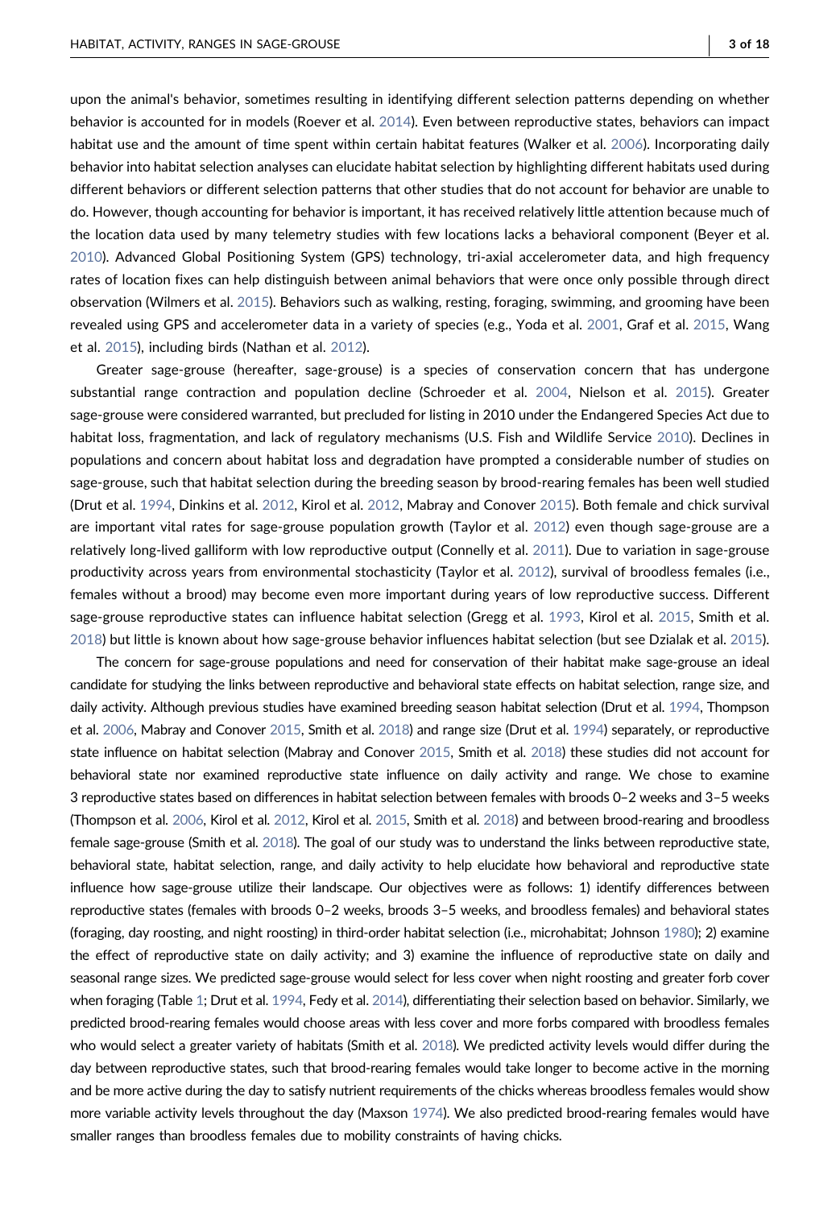upon the animal's behavior, sometimes resulting in identifying different selection patterns depending on whether behavior is accounted for in models (Roever et al. 2014). Even between reproductive states, behaviors can impact habitat use and the amount of time spent within certain habitat features (Walker et al. 2006). Incorporating daily behavior into habitat selection analyses can elucidate habitat selection by highlighting different habitats used during different behaviors or different selection patterns that other studies that do not account for behavior are unable to do. However, though accounting for behavior is important, it has received relatively little attention because much of the location data used by many telemetry studies with few locations lacks a behavioral component (Beyer et al. 2010). Advanced Global Positioning System (GPS) technology, tri-axial accelerometer data, and high frequency rates of location fixes can help distinguish between animal behaviors that were once only possible through direct observation (Wilmers et al. 2015). Behaviors such as walking, resting, foraging, swimming, and grooming have been revealed using GPS and accelerometer data in a variety of species (e.g., Yoda et al. 2001, Graf et al. 2015, Wang et al. 2015), including birds (Nathan et al. 2012).

Greater sage-grouse (hereafter, sage-grouse) is a species of conservation concern that has undergone substantial range contraction and population decline (Schroeder et al. 2004, Nielson et al. 2015). Greater sage-grouse were considered warranted, but precluded for listing in 2010 under the Endangered Species Act due to habitat loss, fragmentation, and lack of regulatory mechanisms (U.S. Fish and Wildlife Service 2010). Declines in populations and concern about habitat loss and degradation have prompted a considerable number of studies on sage-grouse, such that habitat selection during the breeding season by brood-rearing females has been well studied (Drut et al. 1994, Dinkins et al. 2012, Kirol et al. 2012, Mabray and Conover 2015). Both female and chick survival are important vital rates for sage-grouse population growth (Taylor et al. 2012) even though sage-grouse are a relatively long-lived galliform with low reproductive output (Connelly et al. 2011). Due to variation in sage-grouse productivity across years from environmental stochasticity (Taylor et al. 2012), survival of broodless females (i.e., females without a brood) may become even more important during years of low reproductive success. Different sage-grouse reproductive states can influence habitat selection (Gregg et al. 1993, Kirol et al. 2015, Smith et al. 2018) but little is known about how sage-grouse behavior influences habitat selection (but see Dzialak et al. 2015).

The concern for sage-grouse populations and need for conservation of their habitat make sage-grouse an ideal candidate for studying the links between reproductive and behavioral state effects on habitat selection, range size, and daily activity. Although previous studies have examined breeding season habitat selection (Drut et al. 1994, Thompson et al. 2006, Mabray and Conover 2015, Smith et al. 2018) and range size (Drut et al. 1994) separately, or reproductive state influence on habitat selection (Mabray and Conover 2015, Smith et al. 2018) these studies did not account for behavioral state nor examined reproductive state influence on daily activity and range. We chose to examine 3 reproductive states based on differences in habitat selection between females with broods 0–2 weeks and 3–5 weeks (Thompson et al. 2006, Kirol et al. 2012, Kirol et al. 2015, Smith et al. 2018) and between brood-rearing and broodless female sage-grouse (Smith et al. 2018). The goal of our study was to understand the links between reproductive state, behavioral state, habitat selection, range, and daily activity to help elucidate how behavioral and reproductive state influence how sage-grouse utilize their landscape. Our objectives were as follows: 1) identify differences between reproductive states (females with broods 0–2 weeks, broods 3–5 weeks, and broodless females) and behavioral states (foraging, day roosting, and night roosting) in third-order habitat selection (i.e., microhabitat; Johnson 1980); 2) examine the effect of reproductive state on daily activity; and 3) examine the influence of reproductive state on daily and seasonal range sizes. We predicted sage-grouse would select for less cover when night roosting and greater forb cover when foraging (Table 1; Drut et al. 1994, Fedy et al. 2014), differentiating their selection based on behavior. Similarly, we predicted brood-rearing females would choose areas with less cover and more forbs compared with broodless females who would select a greater variety of habitats (Smith et al. 2018). We predicted activity levels would differ during the day between reproductive states, such that brood-rearing females would take longer to become active in the morning and be more active during the day to satisfy nutrient requirements of the chicks whereas broodless females would show more variable activity levels throughout the day (Maxson 1974). We also predicted brood-rearing females would have smaller ranges than broodless females due to mobility constraints of having chicks.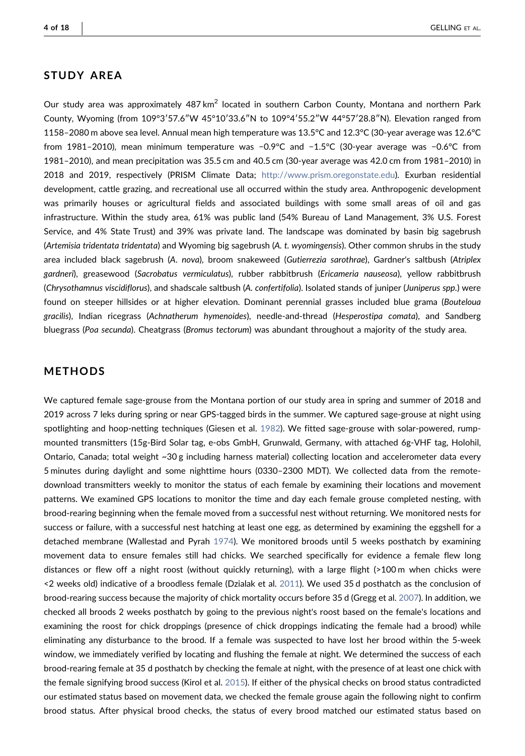## STUDY AREA

Our study area was approximately 487 km$^2$ located in southern Carbon County, Montana and northern Park County, Wyoming (from 109°3′57.6″W 45°10′33.6″N to 109°4′55.2″W 44°57′28.8″N). Elevation ranged from 1158–2080 m above sea level. Annual mean high temperature was 13.5°C and 12.3°C (30-year average was 12.6°C from 1981–2010), mean minimum temperature was −0.9°C and −1.5°C (30-year average was −0.6°C from 1981–2010), and mean precipitation was 35.5 cm and 40.5 cm (30-year average was 42.0 cm from 1981–2010) in 2018 and 2019, respectively (PRISM Climate Data; http://www.prism.oregonstate.edu). Exurban residential development, cattle grazing, and recreational use all occurred within the study area. Anthropogenic development was primarily houses or agricultural fields and associated buildings with some small areas of oil and gas infrastructure. Within the study area, 61% was public land (54% Bureau of Land Management, 3% U.S. Forest Service, and 4% State Trust) and 39% was private land. The landscape was dominated by basin big sagebrush (*Artemisia tridentata tridentata*) and Wyoming big sagebrush (*A. t. wyomingensis*). Other common shrubs in the study area included black sagebrush (*A. nova*), broom snakeweed (*Gutierrezia sarothrae*), Gardner's saltbush (*Atriplex gardneri*), greasewood (*Sacrobatus vermiculatus*), rubber rabbitbrush (*Ericameria nauseosa*), yellow rabbitbrush (*Chrysothamnus viscidiflorus*), and shadscale saltbush (*A. confertifolia*). Isolated stands of juniper (*Juniperus spp.*) were found on steeper hillsides or at higher elevation. Dominant perennial grasses included blue grama (*Bouteloua gracilis*), Indian ricegrass (*Achnatherum hymenoides*), needle-and-thread (*Hesperostipa comata*), and Sandberg bluegrass (*Poa secunda*). Cheatgrass (*Bromus tectorum*) was abundant throughout a majority of the study area.

## METHODS

We captured female sage-grouse from the Montana portion of our study area in spring and summer of 2018 and 2019 across 7 leks during spring or near GPS-tagged birds in the summer. We captured sage-grouse at night using spotlighting and hoop-netting techniques (Giesen et al. 1982). We fitted sage-grouse with solar-powered, rump-mounted transmitters (15g-Bird Solar tag, e-obs GmbH, Grunwald, Germany, with attached 6g-VHF tag, Holohil, Ontario, Canada; total weight ~30 g including harness material) collecting location and accelerometer data every 5 minutes during daylight and some nighttime hours (0330–2300 MDT). We collected data from the remote-download transmitters weekly to monitor the status of each female by examining their locations and movement patterns. We examined GPS locations to monitor the time and day each female grouse completed nesting, with brood-rearing beginning when the female moved from a successful nest without returning. We monitored nests for success or failure, with a successful nest hatching at least one egg, as determined by examining the eggshell for a detached membrane (Wallestad and Pyrah 1974). We monitored broods until 5 weeks posthatch by examining movement data to ensure females still had chicks. We searched specifically for evidence a female flew long distances or flew off a night roost (without quickly returning), with a large flight (>100 m when chicks were <2 weeks old) indicative of a broodless female (Dzialak et al. 2011). We used 35 d posthatch as the conclusion of brood-rearing success because the majority of chick mortality occurs before 35 d (Gregg et al. 2007). In addition, we checked all broods 2 weeks posthatch by going to the previous night's roost based on the female's locations and examining the roost for chick droppings (presence of chick droppings indicating the female had a brood) while eliminating any disturbance to the brood. If a female was suspected to have lost her brood within the 5-week window, we immediately verified by locating and flushing the female at night. We determined the success of each brood-rearing female at 35 d posthatch by checking the female at night, with the presence of at least one chick with the female signifying brood success (Kirol et al. 2015). If either of the physical checks on brood status contradicted our estimated status based on movement data, we checked the female grouse again the following night to confirm brood status. After physical brood checks, the status of every brood matched our estimated status based on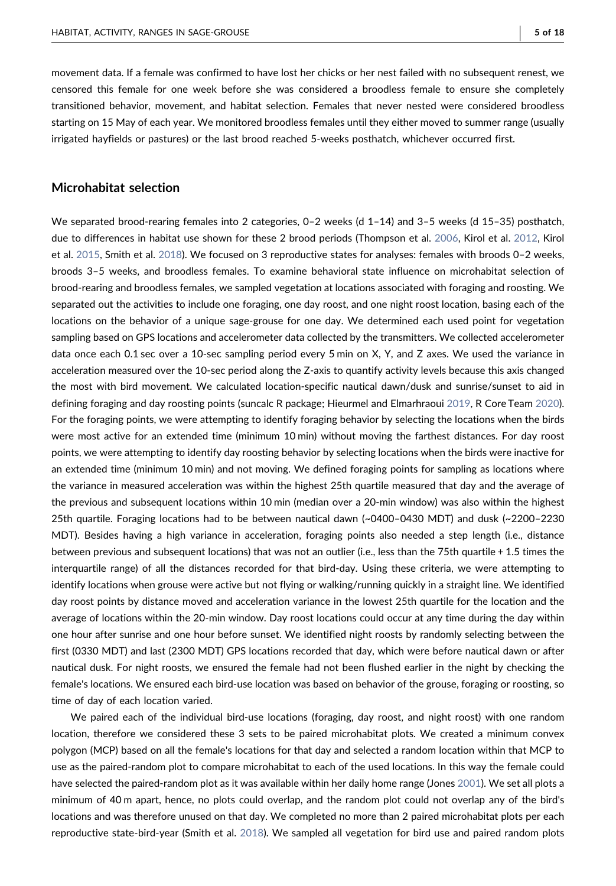movement data. If a female was confirmed to have lost her chicks or her nest failed with no subsequent renest, we censored this female for one week before she was considered a broodless female to ensure she completely transitioned behavior, movement, and habitat selection. Females that never nested were considered broodless starting on 15 May of each year. We monitored broodless females until they either moved to summer range (usually irrigated hayfields or pastures) or the last brood reached 5-weeks posthatch, whichever occurred first.

## Microhabitat selection

We separated brood-rearing females into 2 categories, 0–2 weeks (d 1–14) and 3–5 weeks (d 15–35) posthatch, due to differences in habitat use shown for these 2 brood periods (Thompson et al. 2006, Kirol et al. 2012, Kirol et al. 2015, Smith et al. 2018). We focused on 3 reproductive states for analyses: females with broods 0–2 weeks, broods 3–5 weeks, and broodless females. To examine behavioral state influence on microhabitat selection of brood-rearing and broodless females, we sampled vegetation at locations associated with foraging and roosting. We separated out the activities to include one foraging, one day roost, and one night roost location, basing each of the locations on the behavior of a unique sage-grouse for one day. We determined each used point for vegetation sampling based on GPS locations and accelerometer data collected by the transmitters. We collected accelerometer data once each 0.1 sec over a 10-sec sampling period every 5 min on X, Y, and Z axes. We used the variance in acceleration measured over the 10-sec period along the Z-axis to quantify activity levels because this axis changed the most with bird movement. We calculated location-specific nautical dawn/dusk and sunrise/sunset to aid in defining foraging and day roosting points (suncalc R package; Hieurmel and Elmarhraoui 2019, R Core Team 2020). For the foraging points, we were attempting to identify foraging behavior by selecting the locations when the birds were most active for an extended time (minimum 10 min) without moving the farthest distances. For day roost points, we were attempting to identify day roosting behavior by selecting locations when the birds were inactive for an extended time (minimum 10 min) and not moving. We defined foraging points for sampling as locations where the variance in measured acceleration was within the highest 25th quartile measured that day and the average of the previous and subsequent locations within 10 min (median over a 20-min window) was also within the highest 25th quartile. Foraging locations had to be between nautical dawn (~0400–0430 MDT) and dusk (~2200–2230 MDT). Besides having a high variance in acceleration, foraging points also needed a step length (i.e., distance between previous and subsequent locations) that was not an outlier (i.e., less than the 75th quartile + 1.5 times the interquartile range) of all the distances recorded for that bird-day. Using these criteria, we were attempting to identify locations when grouse were active but not flying or walking/running quickly in a straight line. We identified day roost points by distance moved and acceleration variance in the lowest 25th quartile for the location and the average of locations within the 20-min window. Day roost locations could occur at any time during the day within one hour after sunrise and one hour before sunset. We identified night roosts by randomly selecting between the first (0330 MDT) and last (2300 MDT) GPS locations recorded that day, which were before nautical dawn or after nautical dusk. For night roosts, we ensured the female had not been flushed earlier in the night by checking the female's locations. We ensured each bird-use location was based on behavior of the grouse, foraging or roosting, so time of day of each location varied.

We paired each of the individual bird-use locations (foraging, day roost, and night roost) with one random location, therefore we considered these 3 sets to be paired microhabitat plots. We created a minimum convex polygon (MCP) based on all the female's locations for that day and selected a random location within that MCP to use as the paired-random plot to compare microhabitat to each of the used locations. In this way the female could have selected the paired-random plot as it was available within her daily home range (Jones 2001). We set all plots a minimum of 40 m apart, hence, no plots could overlap, and the random plot could not overlap any of the bird's locations and was therefore unused on that day. We completed no more than 2 paired microhabitat plots per each reproductive state-bird-year (Smith et al. 2018). We sampled all vegetation for bird use and paired random plots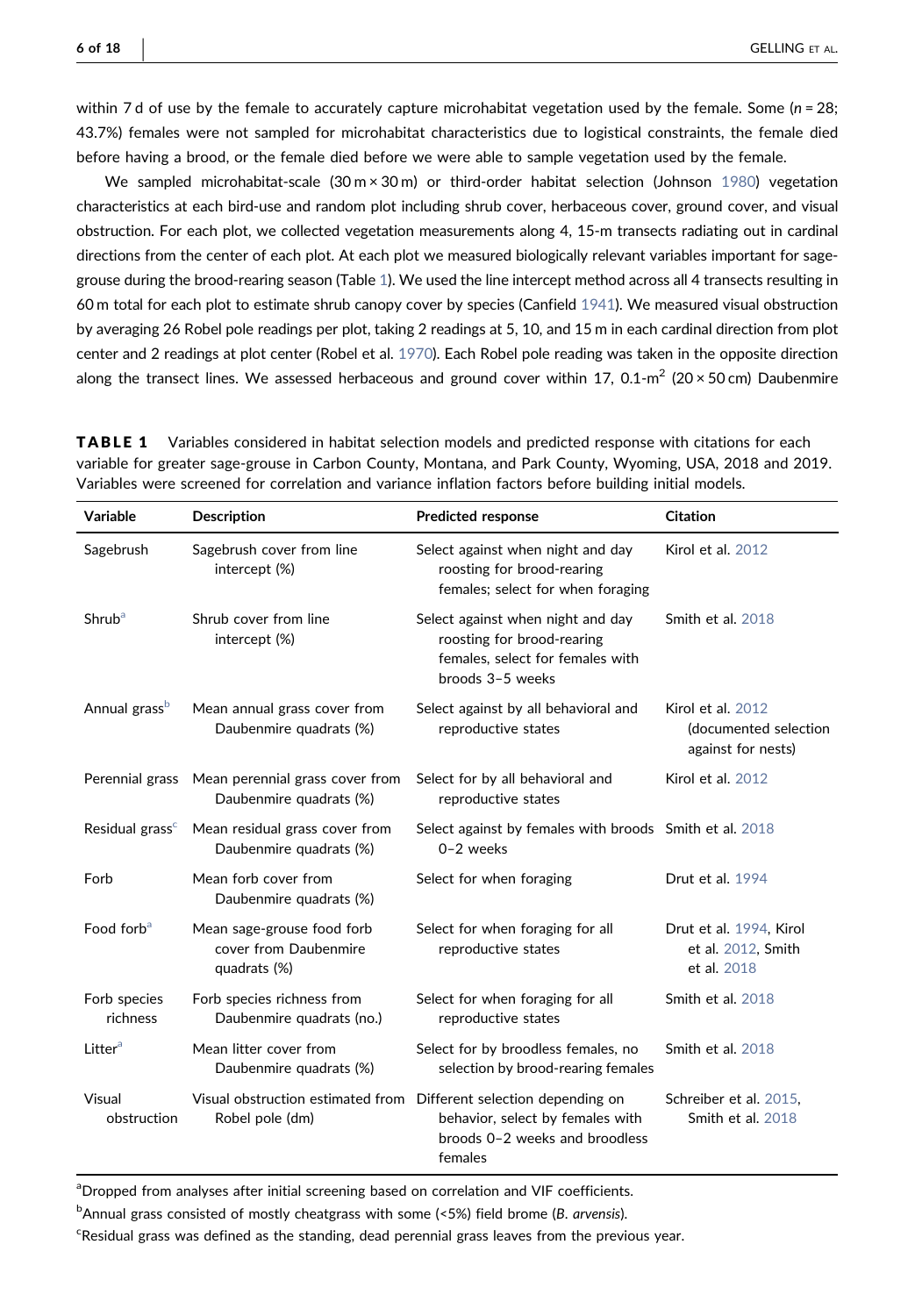within 7 d of use by the female to accurately capture microhabitat vegetation used by the female. Some ($n$ = 28; 43.7%) females were not sampled for microhabitat characteristics due to logistical constraints, the female died before having a brood, or the female died before we were able to sample vegetation used by the female.

We sampled microhabitat-scale (30 m × 30 m) or third-order habitat selection (Johnson 1980) vegetation characteristics at each bird-use and random plot including shrub cover, herbaceous cover, ground cover, and visual obstruction. For each plot, we collected vegetation measurements along 4, 15-m transects radiating out in cardinal directions from the center of each plot. At each plot we measured biologically relevant variables important for sage-grouse during the brood-rearing season (Table 1). We used the line intercept method across all 4 transects resulting in 60 m total for each plot to estimate shrub canopy cover by species (Canfield 1941). We measured visual obstruction by averaging 26 Robel pole readings per plot, taking 2 readings at 5, 10, and 15 m in each cardinal direction from plot center and 2 readings at plot center (Robel et al. 1970). Each Robel pole reading was taken in the opposite direction along the transect lines. We assessed herbaceous and ground cover within 17, 0.1-$m^2$ (20 × 50 cm) Daubenmire

**TABLE 1** Variables considered in habitat selection models and predicted response with citations for each variable for greater sage-grouse in Carbon County, Montana, and Park County, Wyoming, USA, 2018 and 2019. Variables were screened for correlation and variance inflation factors before building initial models.

| Variable | Description | Predicted response | Citation |
|---|---|---|---|
| Sagebrush | Sagebrush cover from line intercept (%) | Select against when night and day roosting for brood-rearing females; select for when foraging | Kirol et al. 2012 |
| Shrub[a] | Shrub cover from line intercept (%) | Select against when night and day roosting for brood-rearing females, select for females with broods 3–5 weeks | Smith et al. 2018 |
| Annual grass[b] | Mean annual grass cover from Daubenmire quadrats (%) | Select against by all behavioral and reproductive states | Kirol et al. 2012 (documented selection against for nests) |
| Perennial grass | Mean perennial grass cover from Daubenmire quadrats (%) | Select for by all behavioral and reproductive states | Kirol et al. 2012 |
| Residual grass[c] | Mean residual grass cover from Daubenmire quadrats (%) | Select against by females with broods 0–2 weeks | Smith et al. 2018 |
| Forb | Mean forb cover from Daubenmire quadrats (%) | Select for when foraging | Drut et al. 1994 |
| Food forb[a] | Mean sage-grouse food forb cover from Daubenmire quadrats (%) | Select for when foraging for all reproductive states | Drut et al. 1994, Kirol et al. 2012, Smith et al. 2018 |
| Forb species richness | Forb species richness from Daubenmire quadrats (no.) | Select for when foraging for all reproductive states | Smith et al. 2018 |
| Litter[a] | Mean litter cover from Daubenmire quadrats (%) | Select for by broodless females, no selection by brood-rearing females | Smith et al. 2018 |
| Visual obstruction | Visual obstruction estimated from Robel pole (dm) | Different selection depending on behavior, select by females with broods 0–2 weeks and broodless females | Schreiber et al. 2015, Smith et al. 2018 |

[a]Dropped from analyses after initial screening based on correlation and VIF coefficients.

[b]Annual grass consisted of mostly cheatgrass with some (<5%) field brome (*B. arvensis*).

[c]Residual grass was defined as the standing, dead perennial grass leaves from the previous year.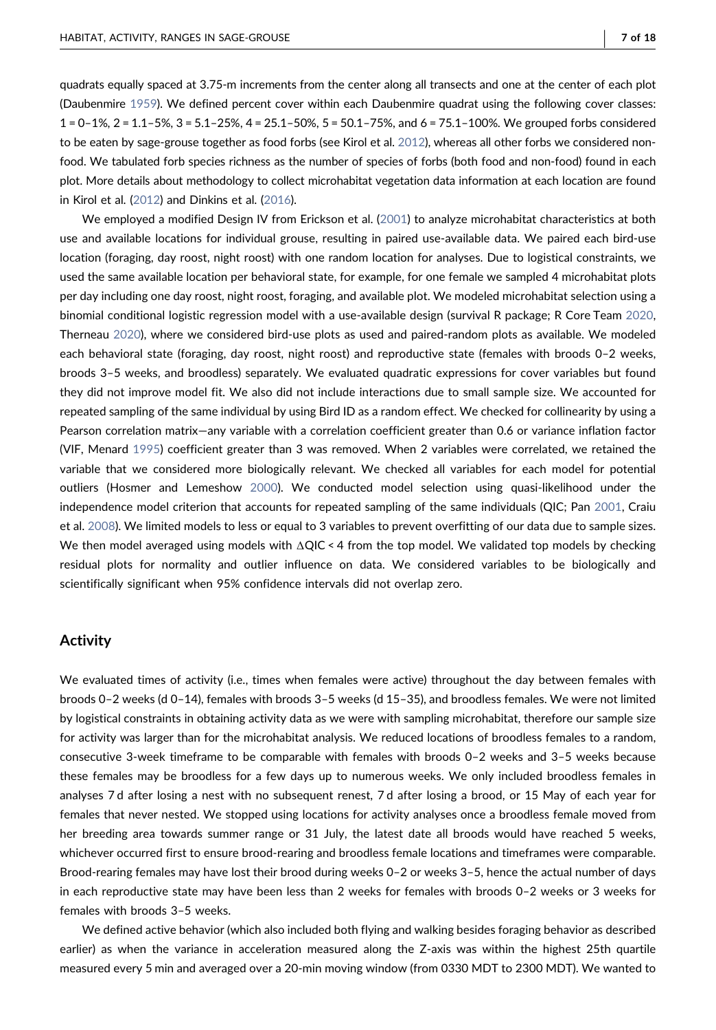quadrats equally spaced at 3.75-m increments from the center along all transects and one at the center of each plot (Daubenmire 1959). We defined percent cover within each Daubenmire quadrat using the following cover classes: 1 = 0–1%, 2 = 1.1–5%, 3 = 5.1–25%, 4 = 25.1–50%, 5 = 50.1–75%, and 6 = 75.1–100%. We grouped forbs considered to be eaten by sage-grouse together as food forbs (see Kirol et al. 2012), whereas all other forbs we considered non-food. We tabulated forb species richness as the number of species of forbs (both food and non-food) found in each plot. More details about methodology to collect microhabitat vegetation data information at each location are found in Kirol et al. (2012) and Dinkins et al. (2016).

We employed a modified Design IV from Erickson et al. (2001) to analyze microhabitat characteristics at both use and available locations for individual grouse, resulting in paired use-available data. We paired each bird-use location (foraging, day roost, night roost) with one random location for analyses. Due to logistical constraints, we used the same available location per behavioral state, for example, for one female we sampled 4 microhabitat plots per day including one day roost, night roost, foraging, and available plot. We modeled microhabitat selection using a binomial conditional logistic regression model with a use-available design (survival R package; R Core Team 2020, Therneau 2020), where we considered bird-use plots as used and paired-random plots as available. We modeled each behavioral state (foraging, day roost, night roost) and reproductive state (females with broods 0–2 weeks, broods 3–5 weeks, and broodless) separately. We evaluated quadratic expressions for cover variables but found they did not improve model fit. We also did not include interactions due to small sample size. We accounted for repeated sampling of the same individual by using Bird ID as a random effect. We checked for collinearity by using a Pearson correlation matrix—any variable with a correlation coefficient greater than 0.6 or variance inflation factor (VIF, Menard 1995) coefficient greater than 3 was removed. When 2 variables were correlated, we retained the variable that we considered more biologically relevant. We checked all variables for each model for potential outliers (Hosmer and Lemeshow 2000). We conducted model selection using quasi-likelihood under the independence model criterion that accounts for repeated sampling of the same individuals (QIC; Pan 2001, Craiu et al. 2008). We limited models to less or equal to 3 variables to prevent overfitting of our data due to sample sizes. We then model averaged using models with $\Delta$QIC < 4 from the top model. We validated top models by checking residual plots for normality and outlier influence on data. We considered variables to be biologically and scientifically significant when 95% confidence intervals did not overlap zero.

## Activity

We evaluated times of activity (i.e., times when females were active) throughout the day between females with broods 0–2 weeks (d 0–14), females with broods 3–5 weeks (d 15–35), and broodless females. We were not limited by logistical constraints in obtaining activity data as we were with sampling microhabitat, therefore our sample size for activity was larger than for the microhabitat analysis. We reduced locations of broodless females to a random, consecutive 3-week timeframe to be comparable with females with broods 0–2 weeks and 3–5 weeks because these females may be broodless for a few days up to numerous weeks. We only included broodless females in analyses 7 d after losing a nest with no subsequent renest, 7 d after losing a brood, or 15 May of each year for females that never nested. We stopped using locations for activity analyses once a broodless female moved from her breeding area towards summer range or 31 July, the latest date all broods would have reached 5 weeks, whichever occurred first to ensure brood-rearing and broodless female locations and timeframes were comparable. Brood-rearing females may have lost their brood during weeks 0–2 or weeks 3–5, hence the actual number of days in each reproductive state may have been less than 2 weeks for females with broods 0–2 weeks or 3 weeks for females with broods 3–5 weeks.

We defined active behavior (which also included both flying and walking besides foraging behavior as described earlier) as when the variance in acceleration measured along the Z-axis was within the highest 25th quartile measured every 5 min and averaged over a 20-min moving window (from 0330 MDT to 2300 MDT). We wanted to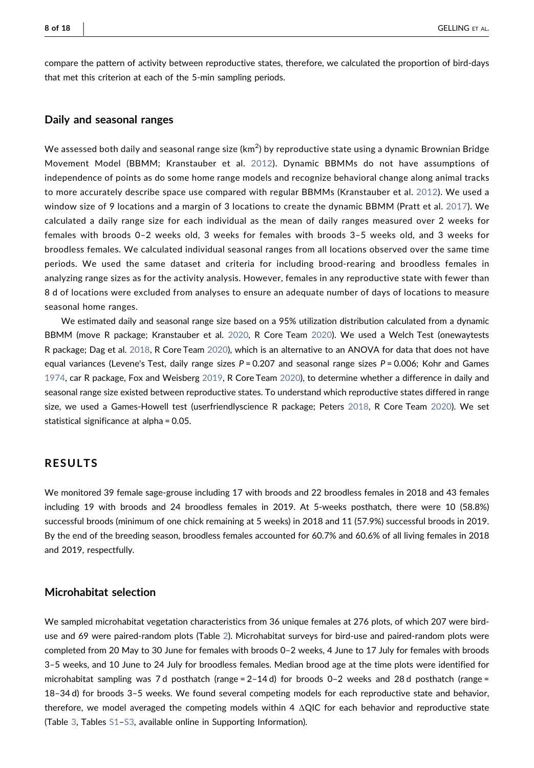compare the pattern of activity between reproductive states, therefore, we calculated the proportion of bird-days that met this criterion at each of the 5-min sampling periods.

### Daily and seasonal ranges

We assessed both daily and seasonal range size ($km^2$) by reproductive state using a dynamic Brownian Bridge Movement Model (BBMM; Kranstauber et al. 2012). Dynamic BBMMs do not have assumptions of independence of points as do some home range models and recognize behavioral change along animal tracks to more accurately describe space use compared with regular BBMMs (Kranstauber et al. 2012). We used a window size of 9 locations and a margin of 3 locations to create the dynamic BBMM (Pratt et al. 2017). We calculated a daily range size for each individual as the mean of daily ranges measured over 2 weeks for females with broods 0–2 weeks old, 3 weeks for females with broods 3–5 weeks old, and 3 weeks for broodless females. We calculated individual seasonal ranges from all locations observed over the same time periods. We used the same dataset and criteria for including brood-rearing and broodless females in analyzing range sizes as for the activity analysis. However, females in any reproductive state with fewer than 8 d of locations were excluded from analyses to ensure an adequate number of days of locations to measure seasonal home ranges.

We estimated daily and seasonal range size based on a 95% utilization distribution calculated from a dynamic BBMM (move R package; Kranstauber et al. 2020, R Core Team 2020). We used a Welch Test (onewaytests R package; Dag et al. 2018, R Core Team 2020), which is an alternative to an ANOVA for data that does not have equal variances (Levene's Test, daily range sizes $P = 0.207$ and seasonal range sizes $P = 0.006$; Kohr and Games 1974, car R package, Fox and Weisberg 2019, R Core Team 2020), to determine whether a difference in daily and seasonal range size existed between reproductive states. To understand which reproductive states differed in range size, we used a Games-Howell test (userfriendlyscience R package; Peters 2018, R Core Team 2020). We set statistical significance at alpha = 0.05.

## RESULTS

We monitored 39 female sage-grouse including 17 with broods and 22 broodless females in 2018 and 43 females including 19 with broods and 24 broodless females in 2019. At 5-weeks posthatch, there were 10 (58.8%) successful broods (minimum of one chick remaining at 5 weeks) in 2018 and 11 (57.9%) successful broods in 2019. By the end of the breeding season, broodless females accounted for 60.7% and 60.6% of all living females in 2018 and 2019, respectfully.

### Microhabitat selection

We sampled microhabitat vegetation characteristics from 36 unique females at 276 plots, of which 207 were bird-use and 69 were paired-random plots (Table 2). Microhabitat surveys for bird-use and paired-random plots were completed from 20 May to 30 June for females with broods 0–2 weeks, 4 June to 17 July for females with broods 3–5 weeks, and 10 June to 24 July for broodless females. Median brood age at the time plots were identified for microhabitat sampling was 7 d posthatch (range = 2–14 d) for broods 0–2 weeks and 28 d posthatch (range = 18–34 d) for broods 3–5 weeks. We found several competing models for each reproductive state and behavior, therefore, we model averaged the competing models within 4 $\Delta$QIC for each behavior and reproductive state (Table 3, Tables S1–S3, available online in Supporting Information).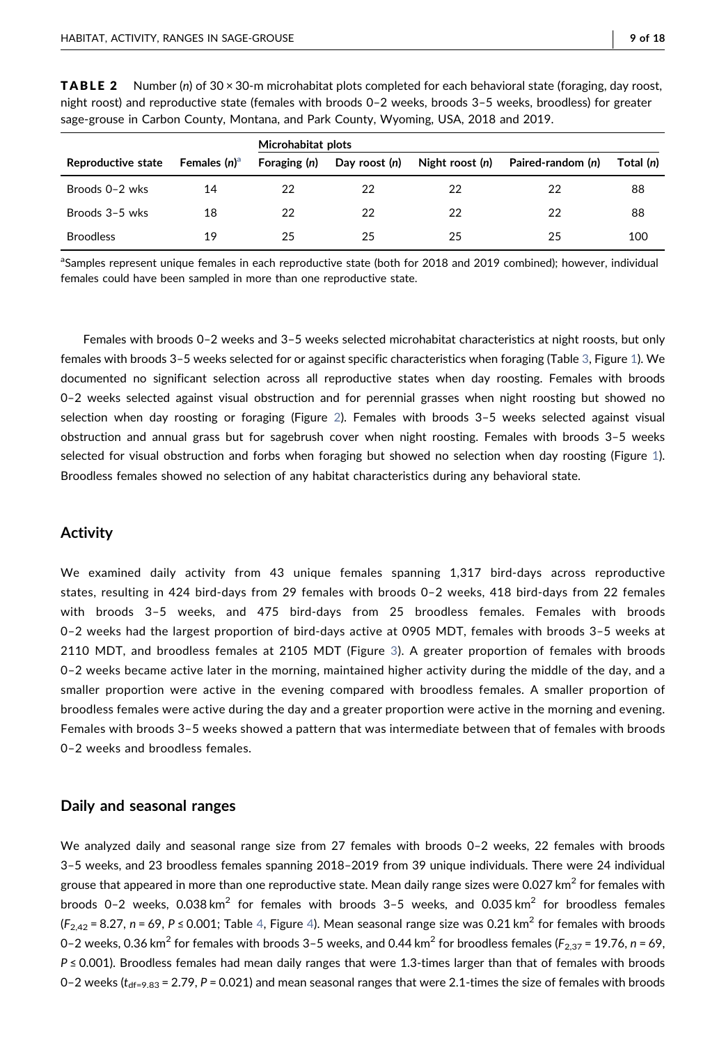**TABLE 2** Number (*n*) of 30 × 30-m microhabitat plots completed for each behavioral state (foraging, day roost, night roost) and reproductive state (females with broods 0–2 weeks, broods 3–5 weeks, broodless) for greater sage-grouse in Carbon County, Montana, and Park County, Wyoming, USA, 2018 and 2019.

| Reproductive state | Females (*n*)[a] | Microhabitat plots | | | | |
|---|---|---|---|---|---|---|
| | | Foraging (*n*) | Day roost (*n*) | Night roost (*n*) | Paired-random (*n*) | Total (*n*) |
| Broods 0–2 wks | 14 | 22 | 22 | 22 | 22 | 88 |
| Broods 3–5 wks | 18 | 22 | 22 | 22 | 22 | 88 |
| Broodless | 19 | 25 | 25 | 25 | 25 | 100 |

[a]Samples represent unique females in each reproductive state (both for 2018 and 2019 combined); however, individual females could have been sampled in more than one reproductive state.

Females with broods 0–2 weeks and 3–5 weeks selected microhabitat characteristics at night roosts, but only females with broods 3–5 weeks selected for or against specific characteristics when foraging (Table 3, Figure 1). We documented no significant selection across all reproductive states when day roosting. Females with broods 0–2 weeks selected against visual obstruction and for perennial grasses when night roosting but showed no selection when day roosting or foraging (Figure 2). Females with broods 3–5 weeks selected against visual obstruction and annual grass but for sagebrush cover when night roosting. Females with broods 3–5 weeks selected for visual obstruction and forbs when foraging but showed no selection when day roosting (Figure 1). Broodless females showed no selection of any habitat characteristics during any behavioral state.

## Activity

We examined daily activity from 43 unique females spanning 1,317 bird-days across reproductive states, resulting in 424 bird-days from 29 females with broods 0–2 weeks, 418 bird-days from 22 females with broods 3–5 weeks, and 475 bird-days from 25 broodless females. Females with broods 0–2 weeks had the largest proportion of bird-days active at 0905 MDT, females with broods 3–5 weeks at 2110 MDT, and broodless females at 2105 MDT (Figure 3). A greater proportion of females with broods 0–2 weeks became active later in the morning, maintained higher activity during the middle of the day, and a smaller proportion were active in the evening compared with broodless females. A smaller proportion of broodless females were active during the day and a greater proportion were active in the morning and evening. Females with broods 3–5 weeks showed a pattern that was intermediate between that of females with broods 0–2 weeks and broodless females.

## Daily and seasonal ranges

We analyzed daily and seasonal range size from 27 females with broods 0–2 weeks, 22 females with broods 3–5 weeks, and 23 broodless females spanning 2018–2019 from 39 unique individuals. There were 24 individual grouse that appeared in more than one reproductive state. Mean daily range sizes were 0.027 $km^2$ for females with broods 0–2 weeks, 0.038 $km^2$ for females with broods 3–5 weeks, and 0.035 $km^2$ for broodless females ($F_{2,42}$ = 8.27, $n$ = 69, $P \leq 0.001$; Table 4, Figure 4). Mean seasonal range size was 0.21 $km^2$ for females with broods 0–2 weeks, 0.36 $km^2$ for females with broods 3–5 weeks, and 0.44 $km^2$ for broodless females ($F_{2,37}$ = 19.76, $n$ = 69, $P \leq 0.001$). Broodless females had mean daily ranges that were 1.3-times larger than that of females with broods 0–2 weeks ($t_{df=9.83}$ = 2.79, $P$ = 0.021) and mean seasonal ranges that were 2.1-times the size of females with broods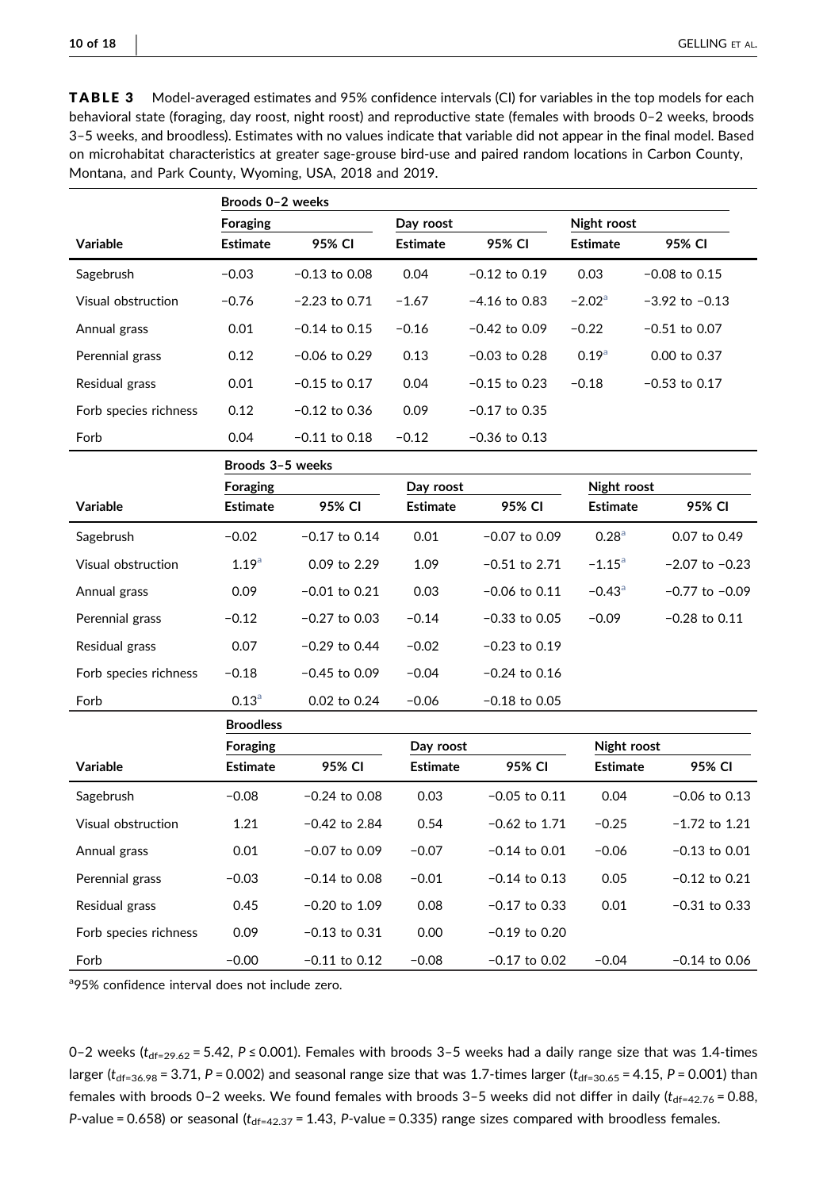**TABLE 3** Model-averaged estimates and 95% confidence intervals (CI) for variables in the top models for each behavioral state (foraging, day roost, night roost) and reproductive state (females with broods 0–2 weeks, broods 3–5 weeks, and broodless). Estimates with no values indicate that variable did not appear in the final model. Based on microhabitat characteristics at greater sage-grouse bird-use and paired random locations in Carbon County, Montana, and Park County, Wyoming, USA, 2018 and 2019.

| | Broods 0–2 weeks | | | | | |
|---|---|---|---|---|---|---|
| | Foraging | | Day roost | | Night roost | |
| Variable | Estimate | 95% CI | Estimate | 95% CI | Estimate | 95% CI |
| Sagebrush | −0.03 | −0.13 to 0.08 | 0.04 | −0.12 to 0.19 | 0.03 | −0.08 to 0.15 |
| Visual obstruction | −0.76 | −2.23 to 0.71 | −1.67 | −4.16 to 0.83 | −2.02[a] | −3.92 to −0.13 |
| Annual grass | 0.01 | −0.14 to 0.15 | −0.16 | −0.42 to 0.09 | −0.22 | −0.51 to 0.07 |
| Perennial grass | 0.12 | −0.06 to 0.29 | 0.13 | −0.03 to 0.28 | 0.19[a] | 0.00 to 0.37 |
| Residual grass | 0.01 | −0.15 to 0.17 | 0.04 | −0.15 to 0.23 | −0.18 | −0.53 to 0.17 |
| Forb species richness | 0.12 | −0.12 to 0.36 | 0.09 | −0.17 to 0.35 | | |
| Forb | 0.04 | −0.11 to 0.18 | −0.12 | −0.36 to 0.13 | | |
| | **Broods 3–5 weeks** | | | | | |
| | Foraging | | Day roost | | Night roost | |
| Variable | Estimate | 95% CI | Estimate | 95% CI | Estimate | 95% CI |
| Sagebrush | −0.02 | −0.17 to 0.14 | 0.01 | −0.07 to 0.09 | 0.28[a] | 0.07 to 0.49 |
| Visual obstruction | 1.19[a] | 0.09 to 2.29 | 1.09 | −0.51 to 2.71 | −1.15[a] | −2.07 to −0.23 |
| Annual grass | 0.09 | −0.01 to 0.21 | 0.03 | −0.06 to 0.11 | −0.43[a] | −0.77 to −0.09 |
| Perennial grass | −0.12 | −0.27 to 0.03 | −0.14 | −0.33 to 0.05 | −0.09 | −0.28 to 0.11 |
| Residual grass | 0.07 | −0.29 to 0.44 | −0.02 | −0.23 to 0.19 | | |
| Forb species richness | −0.18 | −0.45 to 0.09 | −0.04 | −0.24 to 0.16 | | |
| Forb | 0.13[a] | 0.02 to 0.24 | −0.06 | −0.18 to 0.05 | | |
| | **Broodless** | | | | | |
| | Foraging | | Day roost | | Night roost | |
| Variable | Estimate | 95% CI | Estimate | 95% CI | Estimate | 95% CI |
| Sagebrush | −0.08 | −0.24 to 0.08 | 0.03 | −0.05 to 0.11 | 0.04 | −0.06 to 0.13 |
| Visual obstruction | 1.21 | −0.42 to 2.84 | 0.54 | −0.62 to 1.71 | −0.25 | −1.72 to 1.21 |
| Annual grass | 0.01 | −0.07 to 0.09 | −0.07 | −0.14 to 0.01 | −0.06 | −0.13 to 0.01 |
| Perennial grass | −0.03 | −0.14 to 0.08 | −0.01 | −0.14 to 0.13 | 0.05 | −0.12 to 0.21 |
| Residual grass | 0.45 | −0.20 to 1.09 | 0.08 | −0.17 to 0.33 | 0.01 | −0.31 to 0.33 |
| Forb species richness | 0.09 | −0.13 to 0.31 | 0.00 | −0.19 to 0.20 | | |
| Forb | −0.00 | −0.11 to 0.12 | −0.08 | −0.17 to 0.02 | −0.04 | −0.14 to 0.06 |

[a]95% confidence interval does not include zero.

0–2 weeks ($t_{df=29.62} = 5.42$, $P \leq 0.001$). Females with broods 3–5 weeks had a daily range size that was 1.4-times larger ($t_{df=36.98} = 3.71$, $P = 0.002$) and seasonal range size that was 1.7-times larger ($t_{df=30.65} = 4.15$, $P = 0.001$) than females with broods 0–2 weeks. We found females with broods 3–5 weeks did not differ in daily ($t_{df=42.76} = 0.88$, $P$-value = 0.658) or seasonal ($t_{df=42.37} = 1.43$, $P$-value = 0.335) range sizes compared with broodless females.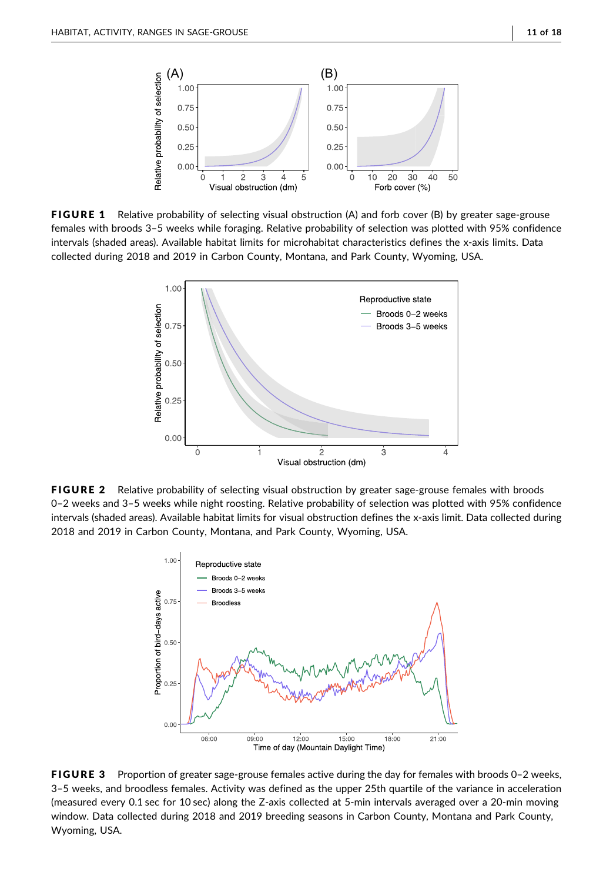**FIGURE 1** Relative probability of selecting visual obstruction (A) and forb cover (B) by greater sage-grouse females with broods 3–5 weeks while foraging. Relative probability of selection was plotted with 95% confidence intervals (shaded areas). Available habitat limits for microhabitat characteristics defines the x-axis limits. Data collected during 2018 and 2019 in Carbon County, Montana, and Park County, Wyoming, USA.

**FIGURE 2** Relative probability of selecting visual obstruction by greater sage-grouse females with broods 0–2 weeks and 3–5 weeks while night roosting. Relative probability of selection was plotted with 95% confidence intervals (shaded areas). Available habitat limits for visual obstruction defines the x-axis limit. Data collected during 2018 and 2019 in Carbon County, Montana, and Park County, Wyoming, USA.

**FIGURE 3** Proportion of greater sage-grouse females active during the day for females with broods 0–2 weeks, 3–5 weeks, and broodless females. Activity was defined as the upper 25th quartile of the variance in acceleration (measured every 0.1 sec for 10 sec) along the Z-axis collected at 5-min intervals averaged over a 20-min moving window. Data collected during 2018 and 2019 breeding seasons in Carbon County, Montana and Park County, Wyoming, USA.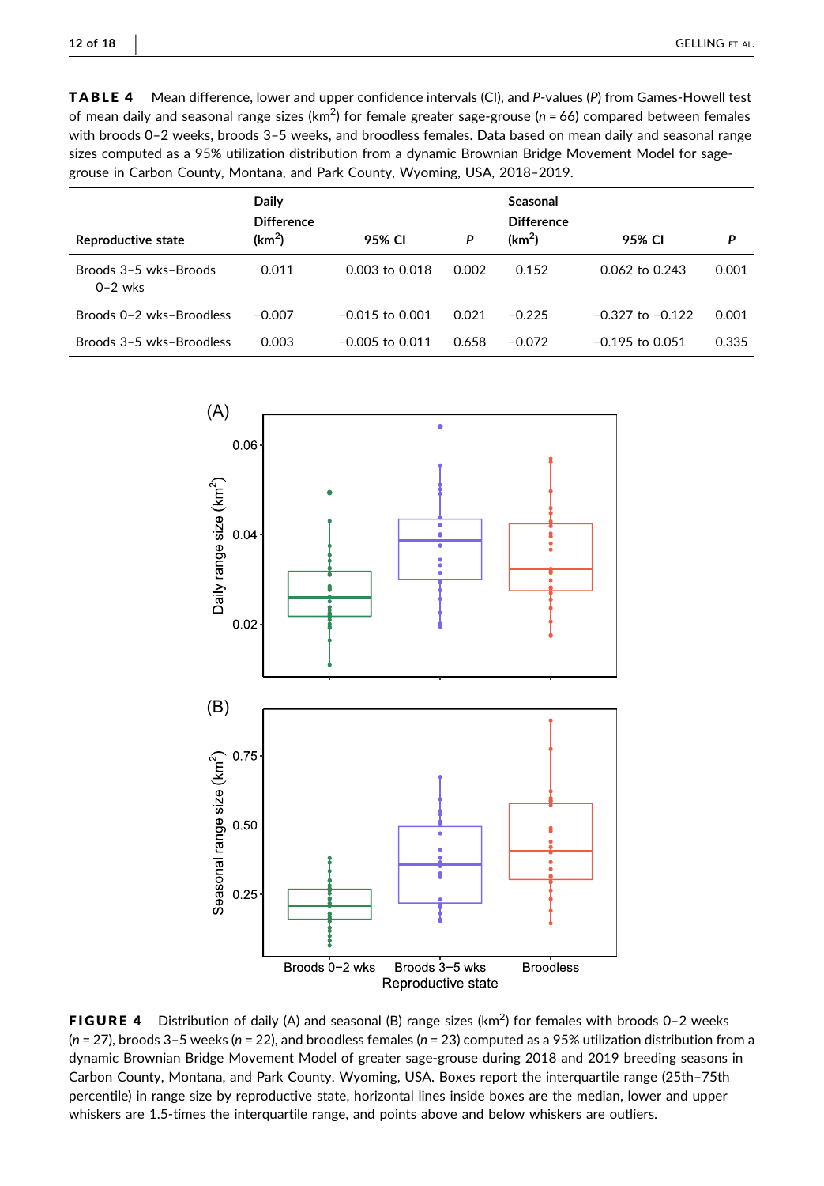**TABLE 4** Mean difference, lower and upper confidence intervals (CI), and *P*-values (*P*) from Games-Howell test of mean daily and seasonal range sizes ($km^2$) for female greater sage-grouse ($n = 66$) compared between females with broods 0–2 weeks, broods 3–5 weeks, and broodless females. Data based on mean daily and seasonal range sizes computed as a 95% utilization distribution from a dynamic Brownian Bridge Movement Model for sage-grouse in Carbon County, Montana, and Park County, Wyoming, USA, 2018–2019.

| | Daily | | | Seasonal | | |
|---|---|---|---|---|---|---|
| Reproductive state | Difference ($km^2$) | 95% CI | *P* | Difference ($km^2$) | 95% CI | *P* |
| Broods 3–5 wks–Broods 0–2 wks | 0.011 | 0.003 to 0.018 | 0.002 | 0.152 | 0.062 to 0.243 | 0.001 |
| Broods 0–2 wks–Broodless | −0.007 | −0.015 to 0.001 | 0.021 | −0.225 | −0.327 to −0.122 | 0.001 |
| Broods 3–5 wks–Broodless | 0.003 | −0.005 to 0.011 | 0.658 | −0.072 | −0.195 to 0.051 | 0.335 |

**FIGURE 4** Distribution of daily (A) and seasonal (B) range sizes ($km^2$) for females with broods 0–2 weeks ($n = 27$), broods 3–5 weeks ($n = 22$), and broodless females ($n = 23$) computed as a 95% utilization distribution from a dynamic Brownian Bridge Movement Model of greater sage-grouse during 2018 and 2019 breeding seasons in Carbon County, Montana, and Park County, Wyoming, USA. Boxes report the interquartile range (25th–75th percentile) in range size by reproductive state, horizontal lines inside boxes are the median, lower and upper whiskers are 1.5-times the interquartile range, and points above and below whiskers are outliers.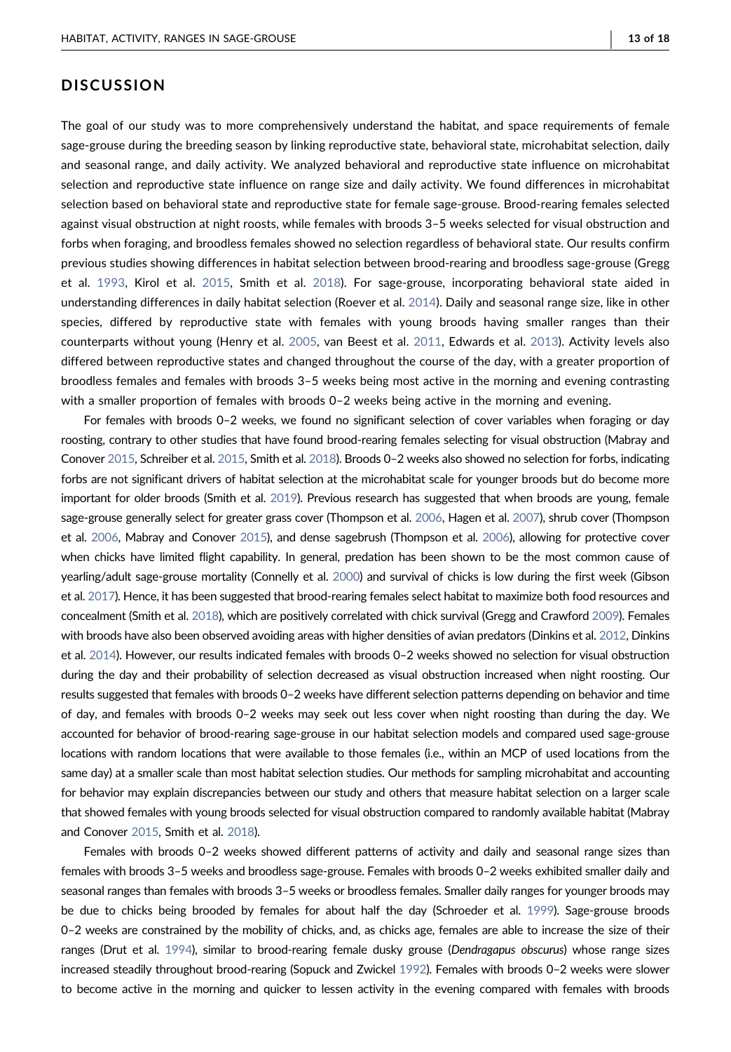## DISCUSSION

The goal of our study was to more comprehensively understand the habitat, and space requirements of female sage-grouse during the breeding season by linking reproductive state, behavioral state, microhabitat selection, daily and seasonal range, and daily activity. We analyzed behavioral and reproductive state influence on microhabitat selection and reproductive state influence on range size and daily activity. We found differences in microhabitat selection based on behavioral state and reproductive state for female sage-grouse. Brood-rearing females selected against visual obstruction at night roosts, while females with broods 3–5 weeks selected for visual obstruction and forbs when foraging, and broodless females showed no selection regardless of behavioral state. Our results confirm previous studies showing differences in habitat selection between brood-rearing and broodless sage-grouse (Gregg et al. 1993, Kirol et al. 2015, Smith et al. 2018). For sage-grouse, incorporating behavioral state aided in understanding differences in daily habitat selection (Roever et al. 2014). Daily and seasonal range size, like in other species, differed by reproductive state with females with young broods having smaller ranges than their counterparts without young (Henry et al. 2005, van Beest et al. 2011, Edwards et al. 2013). Activity levels also differed between reproductive states and changed throughout the course of the day, with a greater proportion of broodless females and females with broods 3–5 weeks being most active in the morning and evening contrasting with a smaller proportion of females with broods 0–2 weeks being active in the morning and evening.

For females with broods 0–2 weeks, we found no significant selection of cover variables when foraging or day roosting, contrary to other studies that have found brood-rearing females selecting for visual obstruction (Mabray and Conover 2015, Schreiber et al. 2015, Smith et al. 2018). Broods 0–2 weeks also showed no selection for forbs, indicating forbs are not significant drivers of habitat selection at the microhabitat scale for younger broods but do become more important for older broods (Smith et al. 2019). Previous research has suggested that when broods are young, female sage-grouse generally select for greater grass cover (Thompson et al. 2006, Hagen et al. 2007), shrub cover (Thompson et al. 2006, Mabray and Conover 2015), and dense sagebrush (Thompson et al. 2006), allowing for protective cover when chicks have limited flight capability. In general, predation has been shown to be the most common cause of yearling/adult sage-grouse mortality (Connelly et al. 2000) and survival of chicks is low during the first week (Gibson et al. 2017). Hence, it has been suggested that brood-rearing females select habitat to maximize both food resources and concealment (Smith et al. 2018), which are positively correlated with chick survival (Gregg and Crawford 2009). Females with broods have also been observed avoiding areas with higher densities of avian predators (Dinkins et al. 2012, Dinkins et al. 2014). However, our results indicated females with broods 0–2 weeks showed no selection for visual obstruction during the day and their probability of selection decreased as visual obstruction increased when night roosting. Our results suggested that females with broods 0–2 weeks have different selection patterns depending on behavior and time of day, and females with broods 0–2 weeks may seek out less cover when night roosting than during the day. We accounted for behavior of brood-rearing sage-grouse in our habitat selection models and compared used sage-grouse locations with random locations that were available to those females (i.e., within an MCP of used locations from the same day) at a smaller scale than most habitat selection studies. Our methods for sampling microhabitat and accounting for behavior may explain discrepancies between our study and others that measure habitat selection on a larger scale that showed females with young broods selected for visual obstruction compared to randomly available habitat (Mabray and Conover 2015, Smith et al. 2018).

Females with broods 0–2 weeks showed different patterns of activity and daily and seasonal range sizes than females with broods 3–5 weeks and broodless sage-grouse. Females with broods 0–2 weeks exhibited smaller daily and seasonal ranges than females with broods 3–5 weeks or broodless females. Smaller daily ranges for younger broods may be due to chicks being brooded by females for about half the day (Schroeder et al. 1999). Sage-grouse broods 0–2 weeks are constrained by the mobility of chicks, and, as chicks age, females are able to increase the size of their ranges (Drut et al. 1994), similar to brood-rearing female dusky grouse (*Dendragapus obscurus*) whose range sizes increased steadily throughout brood-rearing (Sopuck and Zwickel 1992). Females with broods 0–2 weeks were slower to become active in the morning and quicker to lessen activity in the evening compared with females with broods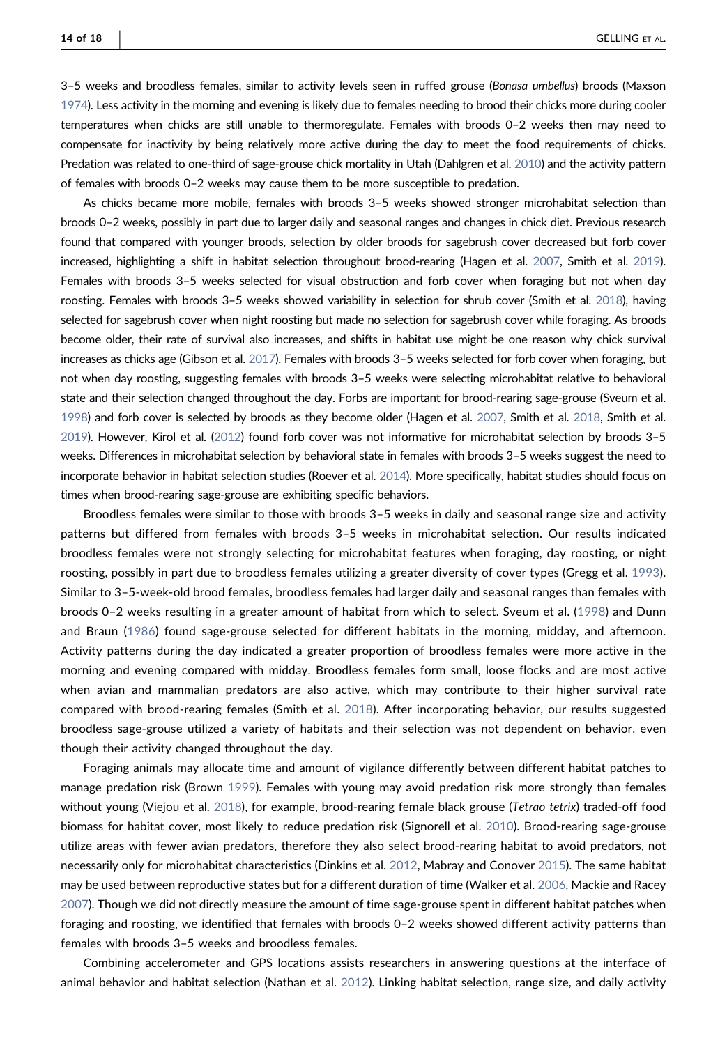3–5 weeks and broodless females, similar to activity levels seen in ruffed grouse (*Bonasa umbellus*) broods (Maxson 1974). Less activity in the morning and evening is likely due to females needing to brood their chicks more during cooler temperatures when chicks are still unable to thermoregulate. Females with broods 0–2 weeks then may need to compensate for inactivity by being relatively more active during the day to meet the food requirements of chicks. Predation was related to one-third of sage-grouse chick mortality in Utah (Dahlgren et al. 2010) and the activity pattern of females with broods 0–2 weeks may cause them to be more susceptible to predation.

As chicks became more mobile, females with broods 3–5 weeks showed stronger microhabitat selection than broods 0–2 weeks, possibly in part due to larger daily and seasonal ranges and changes in chick diet. Previous research found that compared with younger broods, selection by older broods for sagebrush cover decreased but forb cover increased, highlighting a shift in habitat selection throughout brood-rearing (Hagen et al. 2007, Smith et al. 2019). Females with broods 3–5 weeks selected for visual obstruction and forb cover when foraging but not when day roosting. Females with broods 3–5 weeks showed variability in selection for shrub cover (Smith et al. 2018), having selected for sagebrush cover when night roosting but made no selection for sagebrush cover while foraging. As broods become older, their rate of survival also increases, and shifts in habitat use might be one reason why chick survival increases as chicks age (Gibson et al. 2017). Females with broods 3–5 weeks selected for forb cover when foraging, but not when day roosting, suggesting females with broods 3–5 weeks were selecting microhabitat relative to behavioral state and their selection changed throughout the day. Forbs are important for brood-rearing sage-grouse (Sveum et al. 1998) and forb cover is selected by broods as they become older (Hagen et al. 2007, Smith et al. 2018, Smith et al. 2019). However, Kirol et al. (2012) found forb cover was not informative for microhabitat selection by broods 3–5 weeks. Differences in microhabitat selection by behavioral state in females with broods 3–5 weeks suggest the need to incorporate behavior in habitat selection studies (Roever et al. 2014). More specifically, habitat studies should focus on times when brood-rearing sage-grouse are exhibiting specific behaviors.

Broodless females were similar to those with broods 3–5 weeks in daily and seasonal range size and activity patterns but differed from females with broods 3–5 weeks in microhabitat selection. Our results indicated broodless females were not strongly selecting for microhabitat features when foraging, day roosting, or night roosting, possibly in part due to broodless females utilizing a greater diversity of cover types (Gregg et al. 1993). Similar to 3–5-week-old brood females, broodless females had larger daily and seasonal ranges than females with broods 0–2 weeks resulting in a greater amount of habitat from which to select. Sveum et al. (1998) and Dunn and Braun (1986) found sage-grouse selected for different habitats in the morning, midday, and afternoon. Activity patterns during the day indicated a greater proportion of broodless females were more active in the morning and evening compared with midday. Broodless females form small, loose flocks and are most active when avian and mammalian predators are also active, which may contribute to their higher survival rate compared with brood-rearing females (Smith et al. 2018). After incorporating behavior, our results suggested broodless sage-grouse utilized a variety of habitats and their selection was not dependent on behavior, even though their activity changed throughout the day.

Foraging animals may allocate time and amount of vigilance differently between different habitat patches to manage predation risk (Brown 1999). Females with young may avoid predation risk more strongly than females without young (Viejou et al. 2018), for example, brood-rearing female black grouse (*Tetrao tetrix*) traded-off food biomass for habitat cover, most likely to reduce predation risk (Signorell et al. 2010). Brood-rearing sage-grouse utilize areas with fewer avian predators, therefore they also select brood-rearing habitat to avoid predators, not necessarily only for microhabitat characteristics (Dinkins et al. 2012, Mabray and Conover 2015). The same habitat may be used between reproductive states but for a different duration of time (Walker et al. 2006, Mackie and Racey 2007). Though we did not directly measure the amount of time sage-grouse spent in different habitat patches when foraging and roosting, we identified that females with broods 0–2 weeks showed different activity patterns than females with broods 3–5 weeks and broodless females.

Combining accelerometer and GPS locations assists researchers in answering questions at the interface of animal behavior and habitat selection (Nathan et al. 2012). Linking habitat selection, range size, and daily activity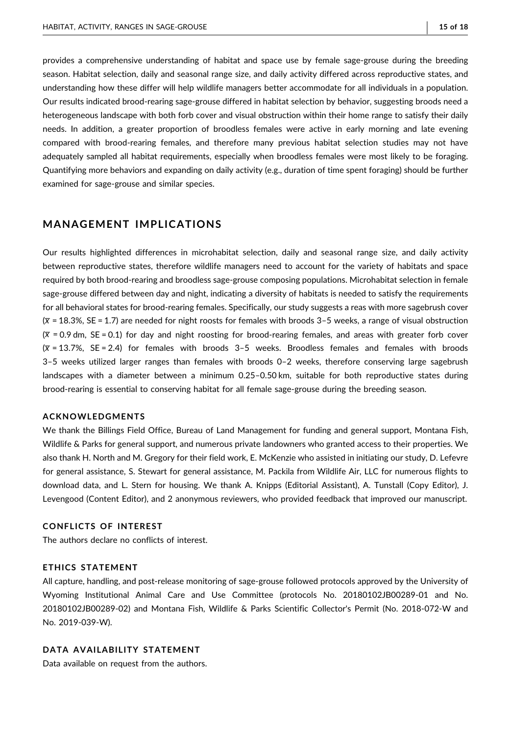provides a comprehensive understanding of habitat and space use by female sage-grouse during the breeding season. Habitat selection, daily and seasonal range size, and daily activity differed across reproductive states, and understanding how these differ will help wildlife managers better accommodate for all individuals in a population. Our results indicated brood-rearing sage-grouse differed in habitat selection by behavior, suggesting broods need a heterogeneous landscape with both forb cover and visual obstruction within their home range to satisfy their daily needs. In addition, a greater proportion of broodless females were active in early morning and late evening compared with brood-rearing females, and therefore many previous habitat selection studies may not have adequately sampled all habitat requirements, especially when broodless females were most likely to be foraging. Quantifying more behaviors and expanding on daily activity (e.g., duration of time spent foraging) should be further examined for sage-grouse and similar species.

## MANAGEMENT IMPLICATIONS

Our results highlighted differences in microhabitat selection, daily and seasonal range size, and daily activity between reproductive states, therefore wildlife managers need to account for the variety of habitats and space required by both brood-rearing and broodless sage-grouse composing populations. Microhabitat selection in female sage-grouse differed between day and night, indicating a diversity of habitats is needed to satisfy the requirements for all behavioral states for brood-rearing females. Specifically, our study suggests a reas with more sagebrush cover ($\bar{x}$ = 18.3%, SE = 1.7) are needed for night roosts for females with broods 3–5 weeks, a range of visual obstruction ($\bar{x}$ = 0.9 dm, SE = 0.1) for day and night roosting for brood-rearing females, and areas with greater forb cover ($\bar{x}$ = 13.7%, SE = 2.4) for females with broods 3–5 weeks. Broodless females and females with broods 3–5 weeks utilized larger ranges than females with broods 0–2 weeks, therefore conserving large sagebrush landscapes with a diameter between a minimum 0.25–0.50 km, suitable for both reproductive states during brood-rearing is essential to conserving habitat for all female sage-grouse during the breeding season.

### ACKNOWLEDGMENTS

We thank the Billings Field Office, Bureau of Land Management for funding and general support, Montana Fish, Wildlife & Parks for general support, and numerous private landowners who granted access to their properties. We also thank H. North and M. Gregory for their field work, E. McKenzie who assisted in initiating our study, D. Lefevre for general assistance, S. Stewart for general assistance, M. Packila from Wildlife Air, LLC for numerous flights to download data, and L. Stern for housing. We thank A. Knipps (Editorial Assistant), A. Tunstall (Copy Editor), J. Levengood (Content Editor), and 2 anonymous reviewers, who provided feedback that improved our manuscript.

### CONFLICTS OF INTEREST

The authors declare no conflicts of interest.

### ETHICS STATEMENT

All capture, handling, and post-release monitoring of sage-grouse followed protocols approved by the University of Wyoming Institutional Animal Care and Use Committee (protocols No. 20180102JB00289-01 and No. 20180102JB00289-02) and Montana Fish, Wildlife & Parks Scientific Collector's Permit (No. 2018-072-W and No. 2019-039-W).

### DATA AVAILABILITY STATEMENT

Data available on request from the authors.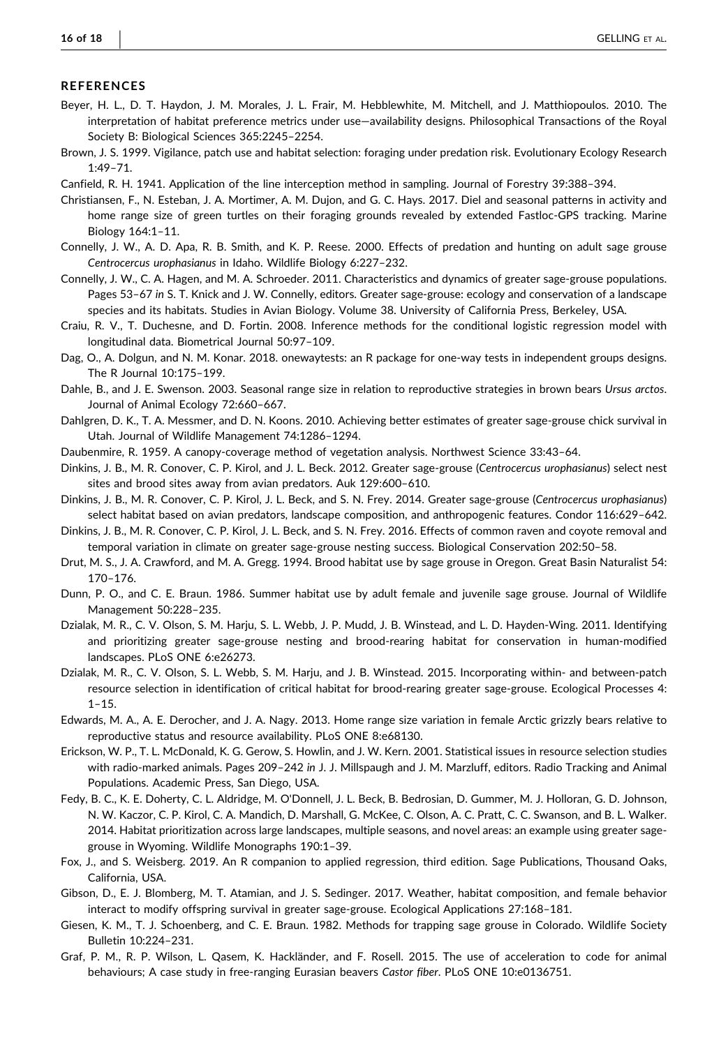## REFERENCES

Beyer, H. L., D. T. Haydon, J. M. Morales, J. L. Frair, M. Hebblewhite, M. Mitchell, and J. Matthiopoulos. 2010. The interpretation of habitat preference metrics under use—availability designs. Philosophical Transactions of the Royal Society B: Biological Sciences 365:2245–2254.

Brown, J. S. 1999. Vigilance, patch use and habitat selection: foraging under predation risk. Evolutionary Ecology Research 1:49–71.

Canfield, R. H. 1941. Application of the line interception method in sampling. Journal of Forestry 39:388–394.

Christiansen, F., N. Esteban, J. A. Mortimer, A. M. Dujon, and G. C. Hays. 2017. Diel and seasonal patterns in activity and home range size of green turtles on their foraging grounds revealed by extended Fastloc-GPS tracking. Marine Biology 164:1–11.

Connelly, J. W., A. D. Apa, R. B. Smith, and K. P. Reese. 2000. Effects of predation and hunting on adult sage grouse *Centrocercus urophasianus* in Idaho. Wildlife Biology 6:227–232.

Connelly, J. W., C. A. Hagen, and M. A. Schroeder. 2011. Characteristics and dynamics of greater sage-grouse populations. Pages 53–67 *in* S. T. Knick and J. W. Connelly, editors. Greater sage-grouse: ecology and conservation of a landscape species and its habitats. Studies in Avian Biology. Volume 38. University of California Press, Berkeley, USA.

Craiu, R. V., T. Duchesne, and D. Fortin. 2008. Inference methods for the conditional logistic regression model with longitudinal data. Biometrical Journal 50:97–109.

Dag, O., A. Dolgun, and N. M. Konar. 2018. onewaytests: an R package for one-way tests in independent groups designs. The R Journal 10:175–199.

Dahle, B., and J. E. Swenson. 2003. Seasonal range size in relation to reproductive strategies in brown bears *Ursus arctos*. Journal of Animal Ecology 72:660–667.

Dahlgren, D. K., T. A. Messmer, and D. N. Koons. 2010. Achieving better estimates of greater sage-grouse chick survival in Utah. Journal of Wildlife Management 74:1286–1294.

Daubenmire, R. 1959. A canopy-coverage method of vegetation analysis. Northwest Science 33:43–64.

Dinkins, J. B., M. R. Conover, C. P. Kirol, and J. L. Beck. 2012. Greater sage-grouse (*Centrocercus urophasianus*) select nest sites and brood sites away from avian predators. Auk 129:600–610.

Dinkins, J. B., M. R. Conover, C. P. Kirol, J. L. Beck, and S. N. Frey. 2014. Greater sage-grouse (*Centrocercus urophasianus*) select habitat based on avian predators, landscape composition, and anthropogenic features. Condor 116:629–642.

Dinkins, J. B., M. R. Conover, C. P. Kirol, J. L. Beck, and S. N. Frey. 2016. Effects of common raven and coyote removal and temporal variation in climate on greater sage-grouse nesting success. Biological Conservation 202:50–58.

Drut, M. S., J. A. Crawford, and M. A. Gregg. 1994. Brood habitat use by sage grouse in Oregon. Great Basin Naturalist 54: 170–176.

Dunn, P. O., and C. E. Braun. 1986. Summer habitat use by adult female and juvenile sage grouse. Journal of Wildlife Management 50:228–235.

Dzialak, M. R., C. V. Olson, S. M. Harju, S. L. Webb, J. P. Mudd, J. B. Winstead, and L. D. Hayden-Wing. 2011. Identifying and prioritizing greater sage-grouse nesting and brood-rearing habitat for conservation in human-modified landscapes. PLoS ONE 6:e26273.

Dzialak, M. R., C. V. Olson, S. L. Webb, S. M. Harju, and J. B. Winstead. 2015. Incorporating within- and between-patch resource selection in identification of critical habitat for brood-rearing greater sage-grouse. Ecological Processes 4: 1–15.

Edwards, M. A., A. E. Derocher, and J. A. Nagy. 2013. Home range size variation in female Arctic grizzly bears relative to reproductive status and resource availability. PLoS ONE 8:e68130.

Erickson, W. P., T. L. McDonald, K. G. Gerow, S. Howlin, and J. W. Kern. 2001. Statistical issues in resource selection studies with radio-marked animals. Pages 209–242 *in* J. J. Millspaugh and J. M. Marzluff, editors. Radio Tracking and Animal Populations. Academic Press, San Diego, USA.

Fedy, B. C., K. E. Doherty, C. L. Aldridge, M. O'Donnell, J. L. Beck, B. Bedrosian, D. Gummer, M. J. Holloran, G. D. Johnson, N. W. Kaczor, C. P. Kirol, C. A. Mandich, D. Marshall, G. McKee, C. Olson, A. C. Pratt, C. C. Swanson, and B. L. Walker. 2014. Habitat prioritization across large landscapes, multiple seasons, and novel areas: an example using greater sage-grouse in Wyoming. Wildlife Monographs 190:1–39.

Fox, J., and S. Weisberg. 2019. An R companion to applied regression, third edition. Sage Publications, Thousand Oaks, California, USA.

Gibson, D., E. J. Blomberg, M. T. Atamian, and J. S. Sedinger. 2017. Weather, habitat composition, and female behavior interact to modify offspring survival in greater sage-grouse. Ecological Applications 27:168–181.

Giesen, K. M., T. J. Schoenberg, and C. E. Braun. 1982. Methods for trapping sage grouse in Colorado. Wildlife Society Bulletin 10:224–231.

Graf, P. M., R. P. Wilson, L. Qasem, K. Hackländer, and F. Rosell. 2015. The use of acceleration to code for animal behaviours; A case study in free-ranging Eurasian beavers *Castor fiber*. PLoS ONE 10:e0136751.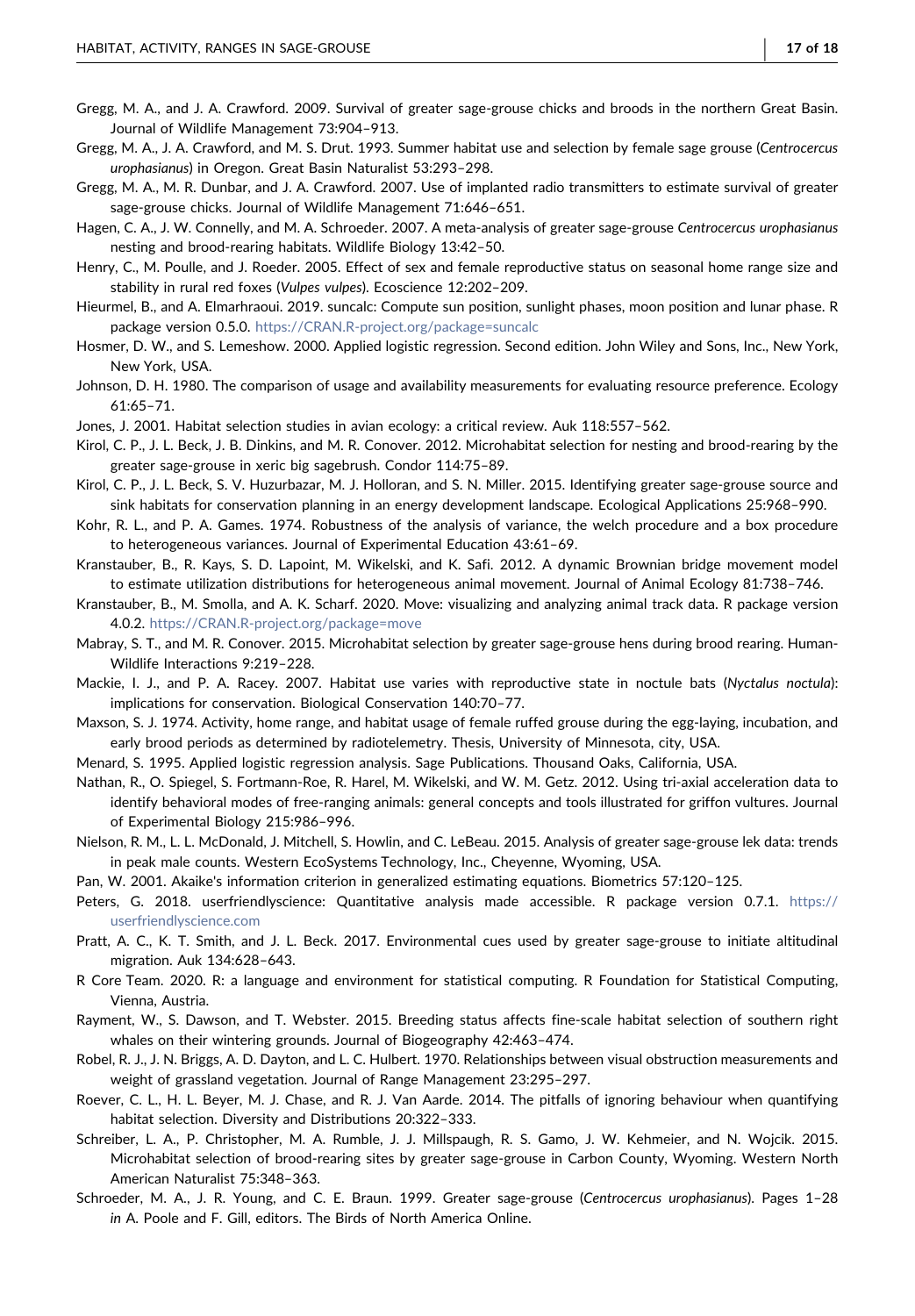Gregg, M. A., and J. A. Crawford. 2009. Survival of greater sage-grouse chicks and broods in the northern Great Basin. Journal of Wildlife Management 73:904–913.

Gregg, M. A., J. A. Crawford, and M. S. Drut. 1993. Summer habitat use and selection by female sage grouse (*Centrocercus urophasianus*) in Oregon. Great Basin Naturalist 53:293–298.

Gregg, M. A., M. R. Dunbar, and J. A. Crawford. 2007. Use of implanted radio transmitters to estimate survival of greater sage-grouse chicks. Journal of Wildlife Management 71:646–651.

Hagen, C. A., J. W. Connelly, and M. A. Schroeder. 2007. A meta-analysis of greater sage-grouse *Centrocercus urophasianus* nesting and brood-rearing habitats. Wildlife Biology 13:42–50.

Henry, C., M. Poulle, and J. Roeder. 2005. Effect of sex and female reproductive status on seasonal home range size and stability in rural red foxes (*Vulpes vulpes*). Ecoscience 12:202–209.

Hieurmel, B., and A. Elmarhraoui. 2019. suncalc: Compute sun position, sunlight phases, moon position and lunar phase. R package version 0.5.0. https://CRAN.R-project.org/package=suncalc

Hosmer, D. W., and S. Lemeshow. 2000. Applied logistic regression. Second edition. John Wiley and Sons, Inc., New York, New York, USA.

Johnson, D. H. 1980. The comparison of usage and availability measurements for evaluating resource preference. Ecology 61:65–71.

Jones, J. 2001. Habitat selection studies in avian ecology: a critical review. Auk 118:557–562.

Kirol, C. P., J. L. Beck, J. B. Dinkins, and M. R. Conover. 2012. Microhabitat selection for nesting and brood-rearing by the greater sage-grouse in xeric big sagebrush. Condor 114:75–89.

Kirol, C. P., J. L. Beck, S. V. Huzurbazar, M. J. Holloran, and S. N. Miller. 2015. Identifying greater sage-grouse source and sink habitats for conservation planning in an energy development landscape. Ecological Applications 25:968–990.

Kohr, R. L., and P. A. Games. 1974. Robustness of the analysis of variance, the welch procedure and a box procedure to heterogeneous variances. Journal of Experimental Education 43:61–69.

Kranstauber, B., R. Kays, S. D. Lapoint, M. Wikelski, and K. Safi. 2012. A dynamic Brownian bridge movement model to estimate utilization distributions for heterogeneous animal movement. Journal of Animal Ecology 81:738–746.

Kranstauber, B., M. Smolla, and A. K. Scharf. 2020. Move: visualizing and analyzing animal track data. R package version 4.0.2. https://CRAN.R-project.org/package=move

Mabray, S. T., and M. R. Conover. 2015. Microhabitat selection by greater sage-grouse hens during brood rearing. Human-Wildlife Interactions 9:219–228.

Mackie, I. J., and P. A. Racey. 2007. Habitat use varies with reproductive state in noctule bats (*Nyctalus noctula*): implications for conservation. Biological Conservation 140:70–77.

Maxson, S. J. 1974. Activity, home range, and habitat usage of female ruffed grouse during the egg-laying, incubation, and early brood periods as determined by radiotelemetry. Thesis, University of Minnesota, city, USA.

Menard, S. 1995. Applied logistic regression analysis. Sage Publications. Thousand Oaks, California, USA.

Nathan, R., O. Spiegel, S. Fortmann-Roe, R. Harel, M. Wikelski, and W. M. Getz. 2012. Using tri-axial acceleration data to identify behavioral modes of free-ranging animals: general concepts and tools illustrated for griffon vultures. Journal of Experimental Biology 215:986–996.

Nielson, R. M., L. L. McDonald, J. Mitchell, S. Howlin, and C. LeBeau. 2015. Analysis of greater sage-grouse lek data: trends in peak male counts. Western EcoSystems Technology, Inc., Cheyenne, Wyoming, USA.

Pan, W. 2001. Akaike's information criterion in generalized estimating equations. Biometrics 57:120–125.

Peters, G. 2018. userfriendlyscience: Quantitative analysis made accessible. R package version 0.7.1. https://userfriendlyscience.com

Pratt, A. C., K. T. Smith, and J. L. Beck. 2017. Environmental cues used by greater sage-grouse to initiate altitudinal migration. Auk 134:628–643.

R Core Team. 2020. R: a language and environment for statistical computing. R Foundation for Statistical Computing, Vienna, Austria.

Rayment, W., S. Dawson, and T. Webster. 2015. Breeding status affects fine-scale habitat selection of southern right whales on their wintering grounds. Journal of Biogeography 42:463–474.

Robel, R. J., J. N. Briggs, A. D. Dayton, and L. C. Hulbert. 1970. Relationships between visual obstruction measurements and weight of grassland vegetation. Journal of Range Management 23:295–297.

Roever, C. L., H. L. Beyer, M. J. Chase, and R. J. Van Aarde. 2014. The pitfalls of ignoring behaviour when quantifying habitat selection. Diversity and Distributions 20:322–333.

Schreiber, L. A., P. Christopher, M. A. Rumble, J. J. Millspaugh, R. S. Gamo, J. W. Kehmeier, and N. Wojcik. 2015. Microhabitat selection of brood-rearing sites by greater sage-grouse in Carbon County, Wyoming. Western North American Naturalist 75:348–363.

Schroeder, M. A., J. R. Young, and C. E. Braun. 1999. Greater sage-grouse (*Centrocercus urophasianus*). Pages 1–28 *in* A. Poole and F. Gill, editors. The Birds of North America Online.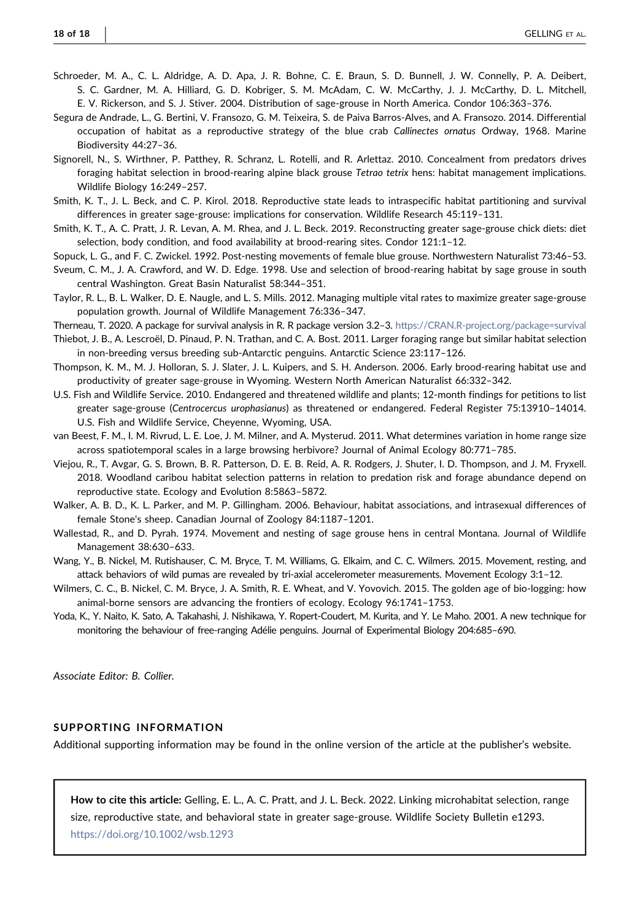Schroeder, M. A., C. L. Aldridge, A. D. Apa, J. R. Bohne, C. E. Braun, S. D. Bunnell, J. W. Connelly, P. A. Deibert, S. C. Gardner, M. A. Hilliard, G. D. Kobriger, S. M. McAdam, C. W. McCarthy, J. J. McCarthy, D. L. Mitchell, E. V. Rickerson, and S. J. Stiver. 2004. Distribution of sage-grouse in North America. Condor 106:363–376.

Segura de Andrade, L., G. Bertini, V. Fransozo, G. M. Teixeira, S. de Paiva Barros-Alves, and A. Fransozo. 2014. Differential occupation of habitat as a reproductive strategy of the blue crab *Callinectes ornatus* Ordway, 1968. Marine Biodiversity 44:27–36.

Signorell, N., S. Wirthner, P. Patthey, R. Schranz, L. Rotelli, and R. Arlettaz. 2010. Concealment from predators drives foraging habitat selection in brood-rearing alpine black grouse *Tetrao tetrix* hens: habitat management implications. Wildlife Biology 16:249–257.

Smith, K. T., J. L. Beck, and C. P. Kirol. 2018. Reproductive state leads to intraspecific habitat partitioning and survival differences in greater sage-grouse: implications for conservation. Wildlife Research 45:119–131.

Smith, K. T., A. C. Pratt, J. R. Levan, A. M. Rhea, and J. L. Beck. 2019. Reconstructing greater sage-grouse chick diets: diet selection, body condition, and food availability at brood-rearing sites. Condor 121:1–12.

Sopuck, L. G., and F. C. Zwickel. 1992. Post-nesting movements of female blue grouse. Northwestern Naturalist 73:46–53.

Sveum, C. M., J. A. Crawford, and W. D. Edge. 1998. Use and selection of brood-rearing habitat by sage grouse in south central Washington. Great Basin Naturalist 58:344–351.

Taylor, R. L., B. L. Walker, D. E. Naugle, and L. S. Mills. 2012. Managing multiple vital rates to maximize greater sage-grouse population growth. Journal of Wildlife Management 76:336–347.

Therneau, T. 2020. A package for survival analysis in R. R package version 3.2–3. https://CRAN.R-project.org/package=survival

Thiebot, J. B., A. Lescroël, D. Pinaud, P. N. Trathan, and C. A. Bost. 2011. Larger foraging range but similar habitat selection in non-breeding versus breeding sub-Antarctic penguins. Antarctic Science 23:117–126.

Thompson, K. M., M. J. Holloran, S. J. Slater, J. L. Kuipers, and S. H. Anderson. 2006. Early brood-rearing habitat use and productivity of greater sage-grouse in Wyoming. Western North American Naturalist 66:332–342.

U.S. Fish and Wildlife Service. 2010. Endangered and threatened wildlife and plants; 12-month findings for petitions to list greater sage-grouse (*Centrocercus urophasianus*) as threatened or endangered. Federal Register 75:13910–14014. U.S. Fish and Wildlife Service, Cheyenne, Wyoming, USA.

van Beest, F. M., I. M. Rivrud, L. E. Loe, J. M. Milner, and A. Mysterud. 2011. What determines variation in home range size across spatiotemporal scales in a large browsing herbivore? Journal of Animal Ecology 80:771–785.

Viejou, R., T. Avgar, G. S. Brown, B. R. Patterson, D. E. B. Reid, A. R. Rodgers, J. Shuter, I. D. Thompson, and J. M. Fryxell. 2018. Woodland caribou habitat selection patterns in relation to predation risk and forage abundance depend on reproductive state. Ecology and Evolution 8:5863–5872.

Walker, A. B. D., K. L. Parker, and M. P. Gillingham. 2006. Behaviour, habitat associations, and intrasexual differences of female Stone's sheep. Canadian Journal of Zoology 84:1187–1201.

Wallestad, R., and D. Pyrah. 1974. Movement and nesting of sage grouse hens in central Montana. Journal of Wildlife Management 38:630–633.

Wang, Y., B. Nickel, M. Rutishauser, C. M. Bryce, T. M. Williams, G. Elkaim, and C. C. Wilmers. 2015. Movement, resting, and attack behaviors of wild pumas are revealed by tri-axial accelerometer measurements. Movement Ecology 3:1–12.

Wilmers, C. C., B. Nickel, C. M. Bryce, J. A. Smith, R. E. Wheat, and V. Yovovich. 2015. The golden age of bio-logging: how animal-borne sensors are advancing the frontiers of ecology. Ecology 96:1741–1753.

Yoda, K., Y. Naito, K. Sato, A. Takahashi, J. Nishikawa, Y. Ropert-Coudert, M. Kurita, and Y. Le Maho. 2001. A new technique for monitoring the behaviour of free-ranging Adélie penguins. Journal of Experimental Biology 204:685–690.

*Associate Editor: B. Collier.*

## SUPPORTING INFORMATION

Additional supporting information may be found in the online version of the article at the publisher's website.

**How to cite this article:** Gelling, E. L., A. C. Pratt, and J. L. Beck. 2022. Linking microhabitat selection, range size, reproductive state, and behavioral state in greater sage-grouse. Wildlife Society Bulletin e1293. https://doi.org/10.1002/wsb.1293